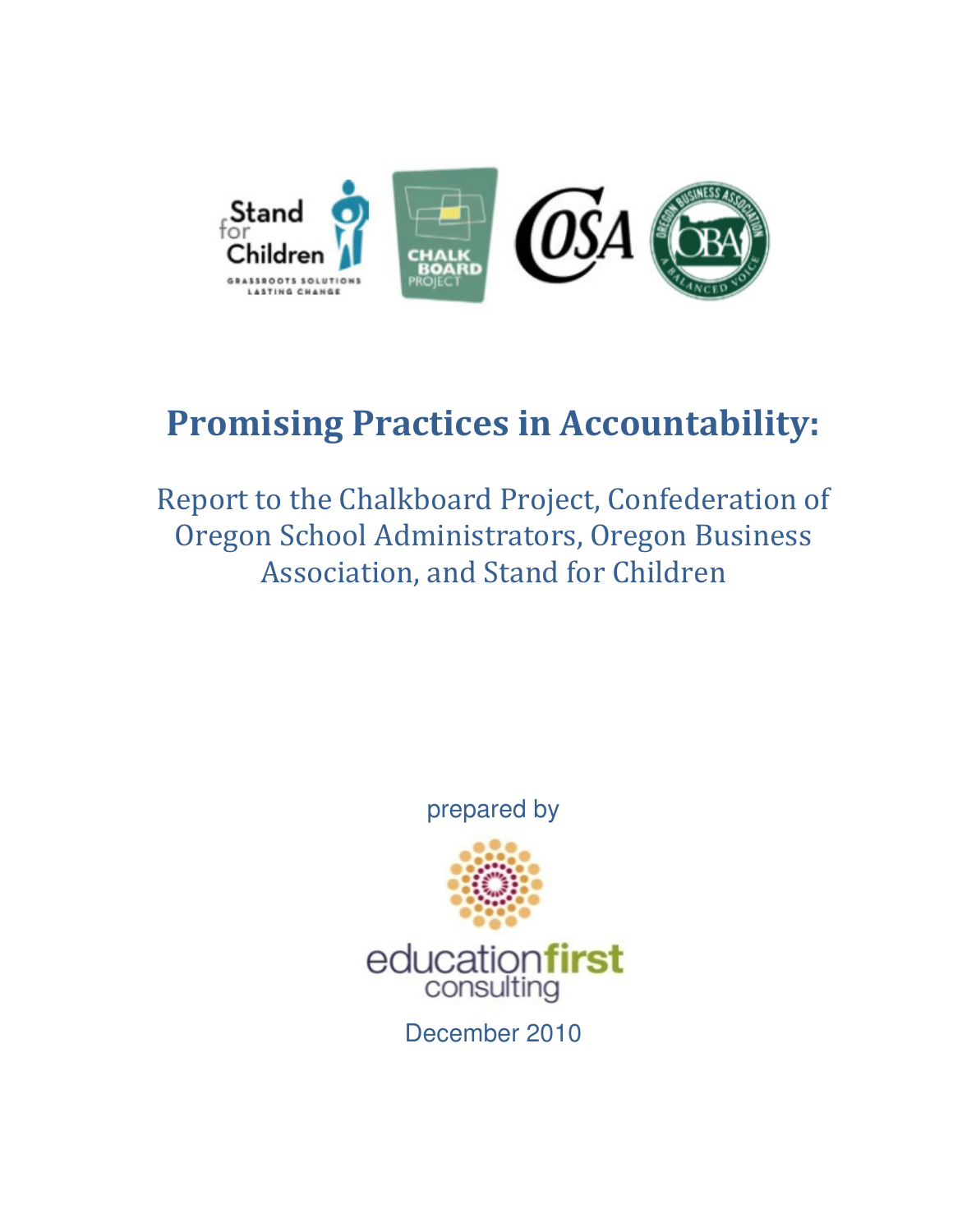# Promising Practices in Accountability:

## Report to the Chalkboard Project, Confederation of Oregon School Administrators, Oregon Business Association, and Stand for Children

prepared by

educationfirst consulting

December 2010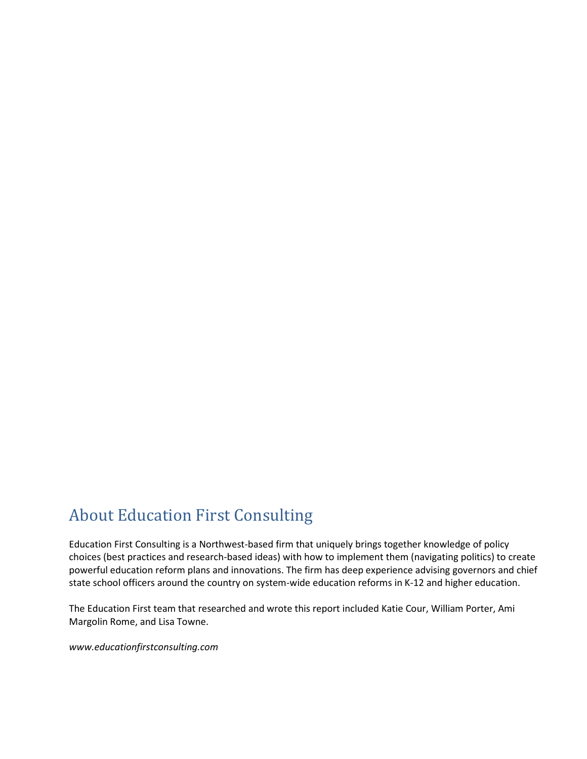## About Education First Consulting

Education First Consulting is a Northwest-based firm that uniquely brings together knowledge of policy choices (best practices and research-based ideas) with how to implement them (navigating politics) to create powerful education reform plans and innovations. The firm has deep experience advising governors and chief state school officers around the country on system-wide education reforms in K-12 and higher education.

The Education First team that researched and wrote this report included Katie Cour, William Porter, Ami Margolin Rome, and Lisa Towne.

*www.educationfirstconsulting.com*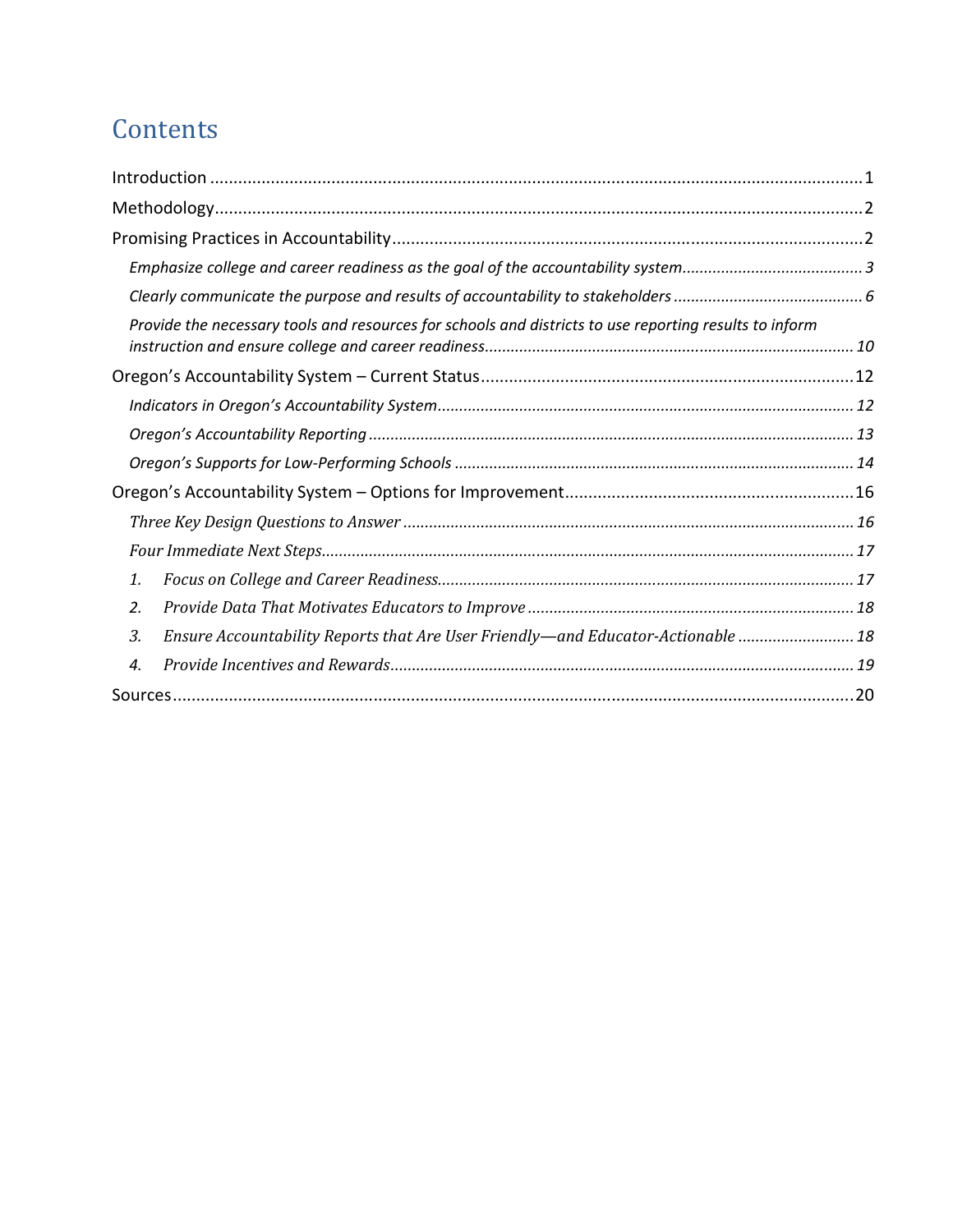# Contents

Introduction ........................................................................................................................................ 1

Methodology ........................................................................................................................................ 2

Promising Practices in Accountability ................................................................................................. 2

*Emphasize college and career readiness as the goal of the accountability system* .......................... 3

*Clearly communicate the purpose and results of accountability to stakeholders* ............................ 6

*Provide the necessary tools and resources for schools and districts to use reporting results to inform instruction and ensure college and career readiness* ................................................................ 10

Oregon's Accountability System – Current Status ............................................................................. 12

*Indicators in Oregon's Accountability System* ............................................................................... 12

*Oregon's Accountability Reporting* ................................................................................................ 13

*Oregon's Supports for Low-Performing Schools* ............................................................................ 14

Oregon's Accountability System – Options for Improvement ............................................................ 16

*Three Key Design Questions to Answer* ......................................................................................... 16

*Four Immediate Next Steps* ........................................................................................................... 17

*1. Focus on College and Career Readiness* .................................................................................... 17

*2. Provide Data That Motivates Educators to Improve* .................................................................. 18

*3. Ensure Accountability Reports that Are User Friendly—and Educator-Actionable* .................... 18

*4. Provide Incentives and Rewards* ................................................................................................ 19

Sources ................................................................................................................................................ 20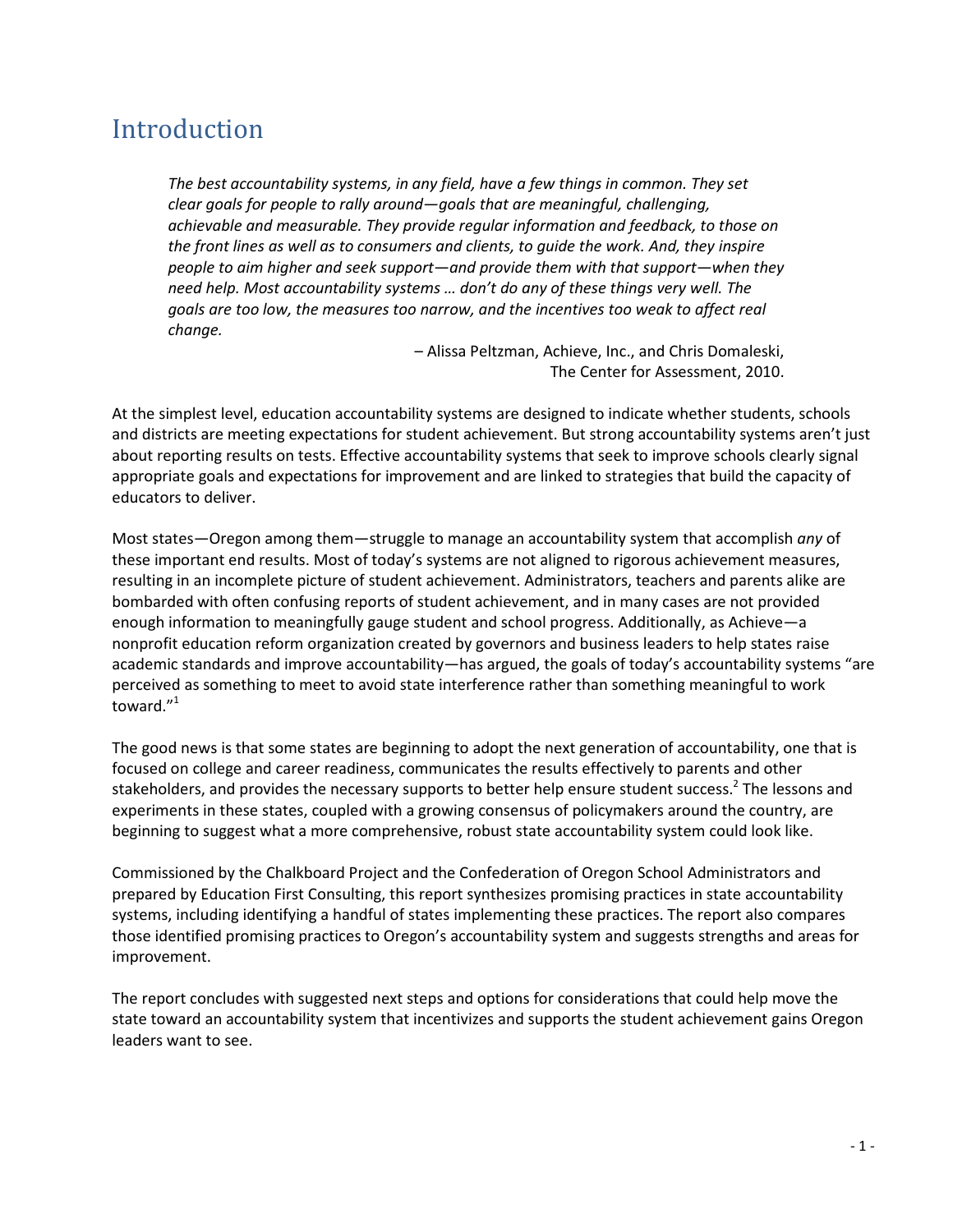# Introduction

> *The best accountability systems, in any field, have a few things in common. They set clear goals for people to rally around—goals that are meaningful, challenging, achievable and measurable. They provide regular information and feedback, to those on the front lines as well as to consumers and clients, to guide the work. And, they inspire people to aim higher and seek support—and provide them with that support—when they need help. Most accountability systems … don't do any of these things very well. The goals are too low, the measures too narrow, and the incentives too weak to affect real change.*
>
> – Alissa Peltzman, Achieve, Inc., and Chris Domaleski, The Center for Assessment, 2010.

At the simplest level, education accountability systems are designed to indicate whether students, schools and districts are meeting expectations for student achievement. But strong accountability systems aren't just about reporting results on tests. Effective accountability systems that seek to improve schools clearly signal appropriate goals and expectations for improvement and are linked to strategies that build the capacity of educators to deliver.

Most states—Oregon among them—struggle to manage an accountability system that accomplish *any* of these important end results. Most of today's systems are not aligned to rigorous achievement measures, resulting in an incomplete picture of student achievement. Administrators, teachers and parents alike are bombarded with often confusing reports of student achievement, and in many cases are not provided enough information to meaningfully gauge student and school progress. Additionally, as Achieve—a nonprofit education reform organization created by governors and business leaders to help states raise academic standards and improve accountability—has argued, the goals of today's accountability systems "are perceived as something to meet to avoid state interference rather than something meaningful to work toward."[1]

The good news is that some states are beginning to adopt the next generation of accountability, one that is focused on college and career readiness, communicates the results effectively to parents and other stakeholders, and provides the necessary supports to better help ensure student success.[2] The lessons and experiments in these states, coupled with a growing consensus of policymakers around the country, are beginning to suggest what a more comprehensive, robust state accountability system could look like.

Commissioned by the Chalkboard Project and the Confederation of Oregon School Administrators and prepared by Education First Consulting, this report synthesizes promising practices in state accountability systems, including identifying a handful of states implementing these practices. The report also compares those identified promising practices to Oregon's accountability system and suggests strengths and areas for improvement.

The report concludes with suggested next steps and options for considerations that could help move the state toward an accountability system that incentivizes and supports the student achievement gains Oregon leaders want to see.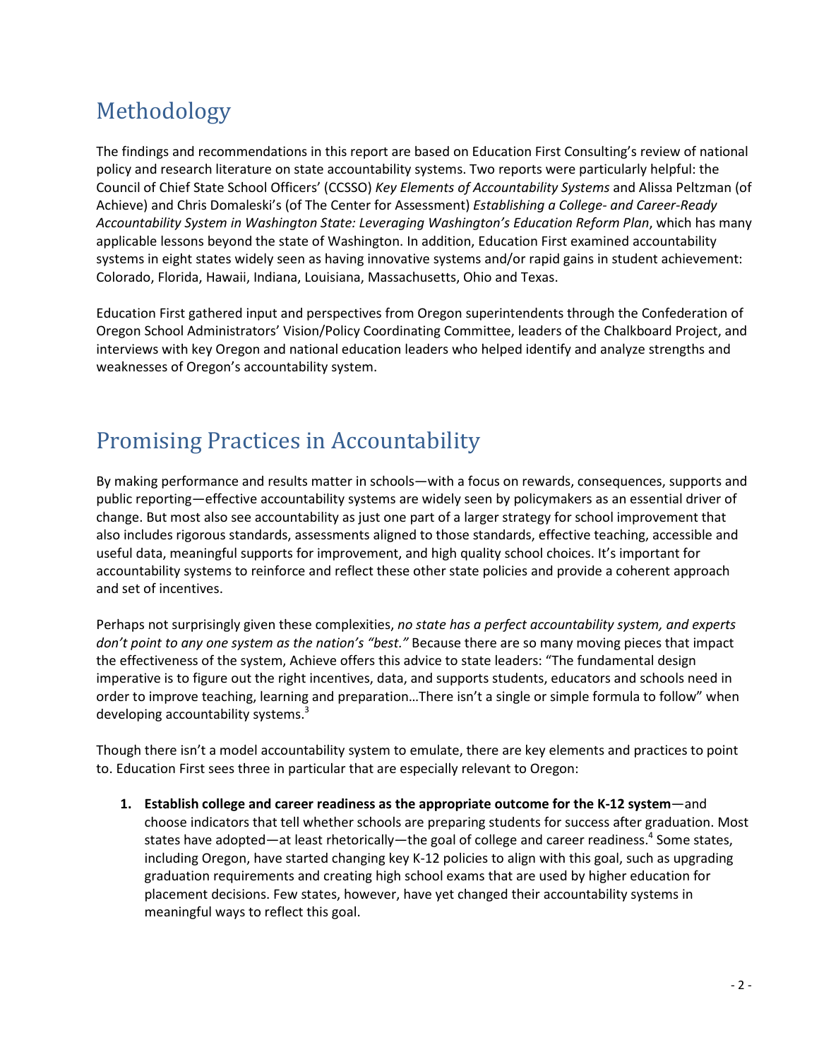# Methodology

The findings and recommendations in this report are based on Education First Consulting's review of national policy and research literature on state accountability systems. Two reports were particularly helpful: the Council of Chief State School Officers' (CCSSO) *Key Elements of Accountability Systems* and Alissa Peltzman (of Achieve) and Chris Domaleski's (of The Center for Assessment) *Establishing a College- and Career-Ready Accountability System in Washington State: Leveraging Washington's Education Reform Plan*, which has many applicable lessons beyond the state of Washington. In addition, Education First examined accountability systems in eight states widely seen as having innovative systems and/or rapid gains in student achievement: Colorado, Florida, Hawaii, Indiana, Louisiana, Massachusetts, Ohio and Texas.

Education First gathered input and perspectives from Oregon superintendents through the Confederation of Oregon School Administrators' Vision/Policy Coordinating Committee, leaders of the Chalkboard Project, and interviews with key Oregon and national education leaders who helped identify and analyze strengths and weaknesses of Oregon's accountability system.

# Promising Practices in Accountability

By making performance and results matter in schools—with a focus on rewards, consequences, supports and public reporting—effective accountability systems are widely seen by policymakers as an essential driver of change. But most also see accountability as just one part of a larger strategy for school improvement that also includes rigorous standards, assessments aligned to those standards, effective teaching, accessible and useful data, meaningful supports for improvement, and high quality school choices. It's important for accountability systems to reinforce and reflect these other state policies and provide a coherent approach and set of incentives.

Perhaps not surprisingly given these complexities, *no state has a perfect accountability system, and experts don't point to any one system as the nation's "best."* Because there are so many moving pieces that impact the effectiveness of the system, Achieve offers this advice to state leaders: "The fundamental design imperative is to figure out the right incentives, data, and supports students, educators and schools need in order to improve teaching, learning and preparation…There isn't a single or simple formula to follow" when developing accountability systems.[3]

Though there isn't a model accountability system to emulate, there are key elements and practices to point to. Education First sees three in particular that are especially relevant to Oregon:

1. **Establish college and career readiness as the appropriate outcome for the K-12 system**—and choose indicators that tell whether schools are preparing students for success after graduation. Most states have adopted—at least rhetorically—the goal of college and career readiness.[4] Some states, including Oregon, have started changing key K-12 policies to align with this goal, such as upgrading graduation requirements and creating high school exams that are used by higher education for placement decisions. Few states, however, have yet changed their accountability systems in meaningful ways to reflect this goal.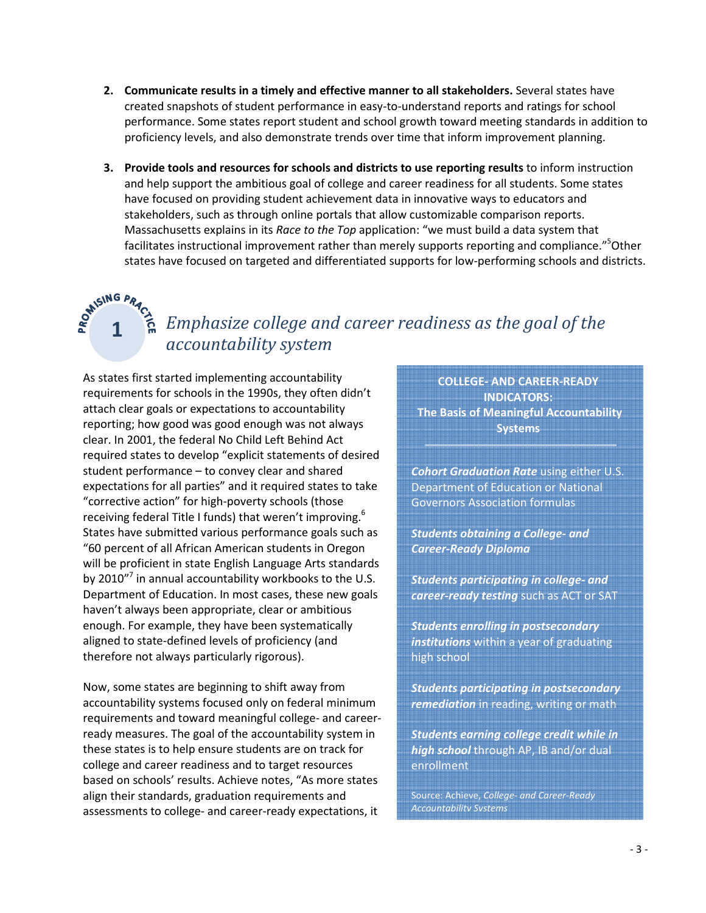2. **Communicate results in a timely and effective manner to all stakeholders.** Several states have created snapshots of student performance in easy-to-understand reports and ratings for school performance. Some states report student and school growth toward meeting standards in addition to proficiency levels, and also demonstrate trends over time that inform improvement planning.

3. **Provide tools and resources for schools and districts to use reporting results** to inform instruction and help support the ambitious goal of college and career readiness for all students. Some states have focused on providing student achievement data in innovative ways to educators and stakeholders, such as through online portals that allow customizable comparison reports. Massachusetts explains in its *Race to the Top* application: "we must build a data system that facilitates instructional improvement rather than merely supports reporting and compliance."[5] Other states have focused on targeted and differentiated supports for low-performing schools and districts.

## PROMISING PRACTICE 1: *Emphasize college and career readiness as the goal of the accountability system*

As states first started implementing accountability requirements for schools in the 1990s, they often didn't attach clear goals or expectations to accountability reporting; how good was good enough was not always clear. In 2001, the federal No Child Left Behind Act required states to develop "explicit statements of desired student performance – to convey clear and shared expectations for all parties" and it required states to take "corrective action" for high-poverty schools (those receiving federal Title I funds) that weren't improving.[6] States have submitted various performance goals such as "60 percent of all African American students in Oregon will be proficient in state English Language Arts standards by 2010"[7] in annual accountability workbooks to the U.S. Department of Education. In most cases, these new goals haven't always been appropriate, clear or ambitious enough. For example, they have been systematically aligned to state-defined levels of proficiency (and therefore not always particularly rigorous).

Now, some states are beginning to shift away from accountability systems focused only on federal minimum requirements and toward meaningful college- and career-ready measures. The goal of the accountability system in these states is to help ensure students are on track for college and career readiness and to target resources based on schools' results. Achieve notes, "As more states align their standards, graduation requirements and assessments to college- and career-ready expectations, it

> **COLLEGE- AND CAREER-READY INDICATORS: The Basis of Meaningful Accountability Systems**
>
> ***Cohort Graduation Rate*** using either U.S. Department of Education or National Governors Association formulas
>
> ***Students obtaining a College- and Career-Ready Diploma***
>
> ***Students participating in college- and career-ready testing*** such as ACT or SAT
>
> ***Students enrolling in postsecondary institutions*** within a year of graduating high school
>
> ***Students participating in postsecondary remediation*** in reading, writing or math
>
> ***Students earning college credit while in high school*** through AP, IB and/or dual enrollment
>
> Source: Achieve, *College- and Career-Ready Accountability Systems*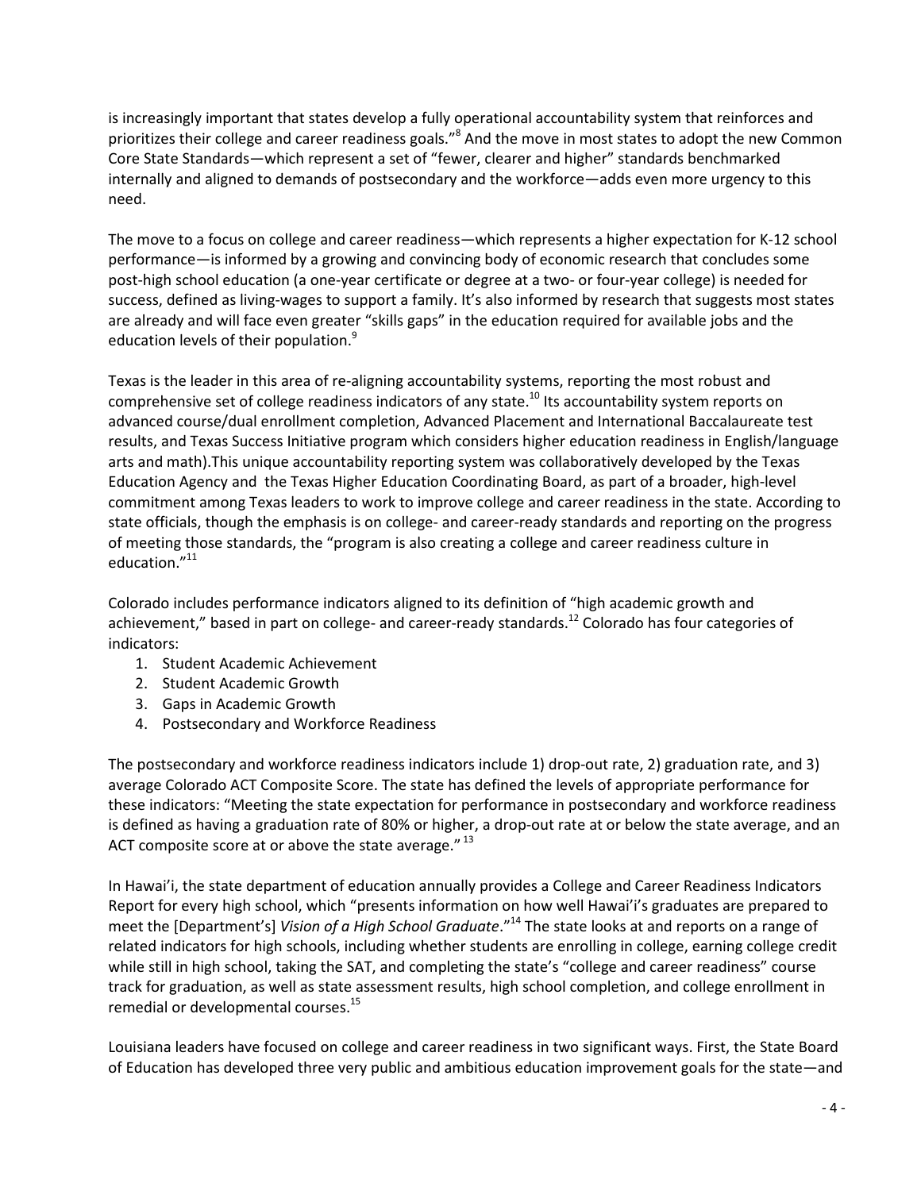is increasingly important that states develop a fully operational accountability system that reinforces and prioritizes their college and career readiness goals."[8] And the move in most states to adopt the new Common Core State Standards—which represent a set of "fewer, clearer and higher" standards benchmarked internally and aligned to demands of postsecondary and the workforce—adds even more urgency to this need.

The move to a focus on college and career readiness—which represents a higher expectation for K-12 school performance—is informed by a growing and convincing body of economic research that concludes some post-high school education (a one-year certificate or degree at a two- or four-year college) is needed for success, defined as living-wages to support a family. It's also informed by research that suggests most states are already and will face even greater "skills gaps" in the education required for available jobs and the education levels of their population.[9]

Texas is the leader in this area of re-aligning accountability systems, reporting the most robust and comprehensive set of college readiness indicators of any state.[10] Its accountability system reports on advanced course/dual enrollment completion, Advanced Placement and International Baccalaureate test results, and Texas Success Initiative program which considers higher education readiness in English/language arts and math).This unique accountability reporting system was collaboratively developed by the Texas Education Agency and the Texas Higher Education Coordinating Board, as part of a broader, high-level commitment among Texas leaders to work to improve college and career readiness in the state. According to state officials, though the emphasis is on college- and career-ready standards and reporting on the progress of meeting those standards, the "program is also creating a college and career readiness culture in education."[11]

Colorado includes performance indicators aligned to its definition of "high academic growth and achievement," based in part on college- and career-ready standards.[12] Colorado has four categories of indicators:

1. Student Academic Achievement
2. Student Academic Growth
3. Gaps in Academic Growth
4. Postsecondary and Workforce Readiness

The postsecondary and workforce readiness indicators include 1) drop-out rate, 2) graduation rate, and 3) average Colorado ACT Composite Score. The state has defined the levels of appropriate performance for these indicators: "Meeting the state expectation for performance in postsecondary and workforce readiness is defined as having a graduation rate of 80% or higher, a drop-out rate at or below the state average, and an ACT composite score at or above the state average." [13]

In Hawai'i, the state department of education annually provides a College and Career Readiness Indicators Report for every high school, which "presents information on how well Hawai'i's graduates are prepared to meet the [Department's] *Vision of a High School Graduate*."[14] The state looks at and reports on a range of related indicators for high schools, including whether students are enrolling in college, earning college credit while still in high school, taking the SAT, and completing the state's "college and career readiness" course track for graduation, as well as state assessment results, high school completion, and college enrollment in remedial or developmental courses.[15]

Louisiana leaders have focused on college and career readiness in two significant ways. First, the State Board of Education has developed three very public and ambitious education improvement goals for the state—and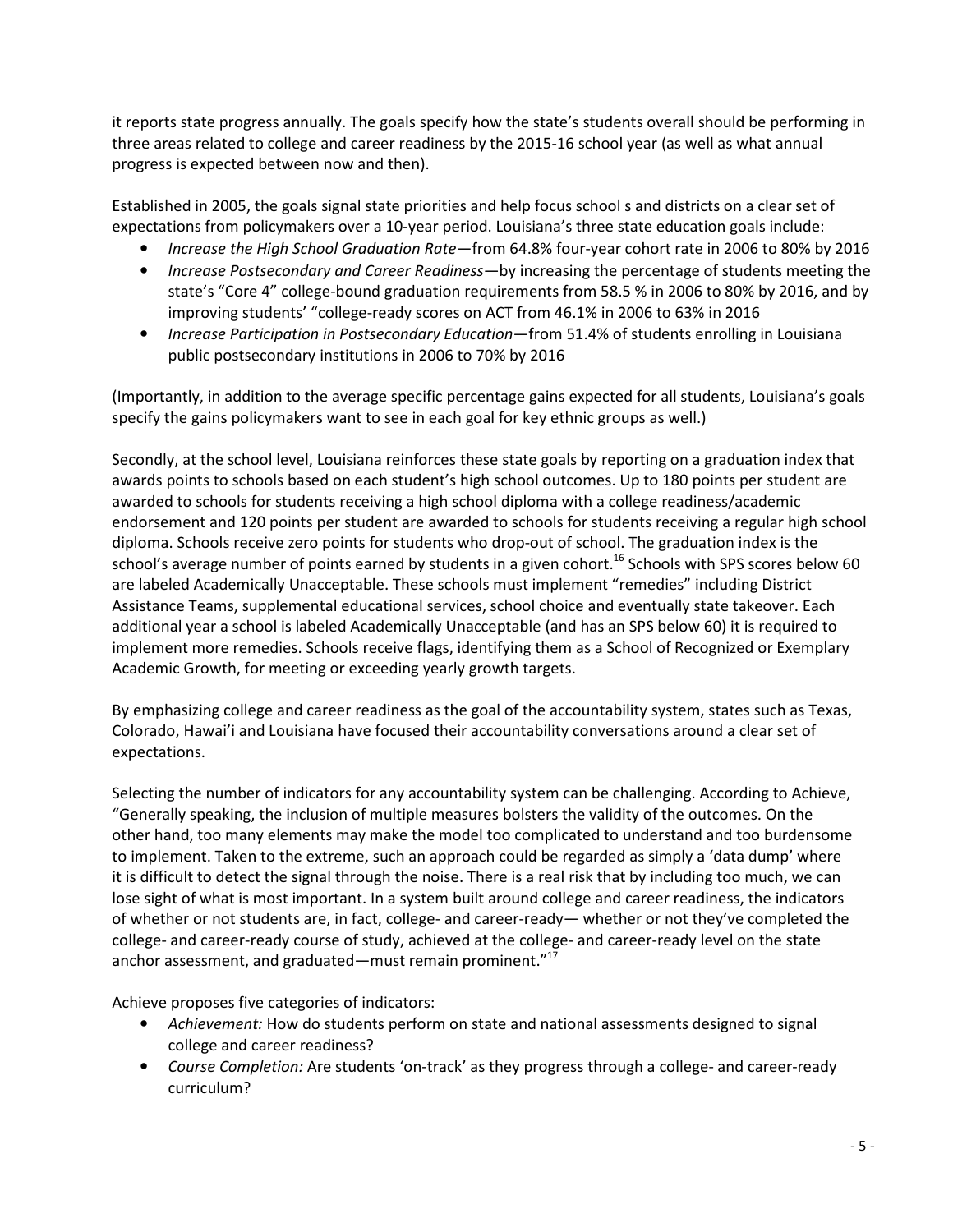it reports state progress annually. The goals specify how the state's students overall should be performing in three areas related to college and career readiness by the 2015-16 school year (as well as what annual progress is expected between now and then).

Established in 2005, the goals signal state priorities and help focus school s and districts on a clear set of expectations from policymakers over a 10-year period. Louisiana's three state education goals include:

- *Increase the High School Graduation Rate*—from 64.8% four-year cohort rate in 2006 to 80% by 2016
- *Increase Postsecondary and Career Readiness*—by increasing the percentage of students meeting the state's "Core 4" college-bound graduation requirements from 58.5 % in 2006 to 80% by 2016, and by improving students' "college-ready scores on ACT from 46.1% in 2006 to 63% in 2016
- *Increase Participation in Postsecondary Education*—from 51.4% of students enrolling in Louisiana public postsecondary institutions in 2006 to 70% by 2016

(Importantly, in addition to the average specific percentage gains expected for all students, Louisiana's goals specify the gains policymakers want to see in each goal for key ethnic groups as well.)

Secondly, at the school level, Louisiana reinforces these state goals by reporting on a graduation index that awards points to schools based on each student's high school outcomes. Up to 180 points per student are awarded to schools for students receiving a high school diploma with a college readiness/academic endorsement and 120 points per student are awarded to schools for students receiving a regular high school diploma. Schools receive zero points for students who drop-out of school. The graduation index is the school's average number of points earned by students in a given cohort.[16] Schools with SPS scores below 60 are labeled Academically Unacceptable. These schools must implement "remedies" including District Assistance Teams, supplemental educational services, school choice and eventually state takeover. Each additional year a school is labeled Academically Unacceptable (and has an SPS below 60) it is required to implement more remedies. Schools receive flags, identifying them as a School of Recognized or Exemplary Academic Growth, for meeting or exceeding yearly growth targets.

By emphasizing college and career readiness as the goal of the accountability system, states such as Texas, Colorado, Hawai'i and Louisiana have focused their accountability conversations around a clear set of expectations.

Selecting the number of indicators for any accountability system can be challenging. According to Achieve, "Generally speaking, the inclusion of multiple measures bolsters the validity of the outcomes. On the other hand, too many elements may make the model too complicated to understand and too burdensome to implement. Taken to the extreme, such an approach could be regarded as simply a 'data dump' where it is difficult to detect the signal through the noise. There is a real risk that by including too much, we can lose sight of what is most important. In a system built around college and career readiness, the indicators of whether or not students are, in fact, college- and career-ready— whether or not they've completed the college- and career-ready course of study, achieved at the college- and career-ready level on the state anchor assessment, and graduated—must remain prominent."[17]

Achieve proposes five categories of indicators:

- *Achievement:* How do students perform on state and national assessments designed to signal college and career readiness?
- *Course Completion:* Are students 'on-track' as they progress through a college- and career-ready curriculum?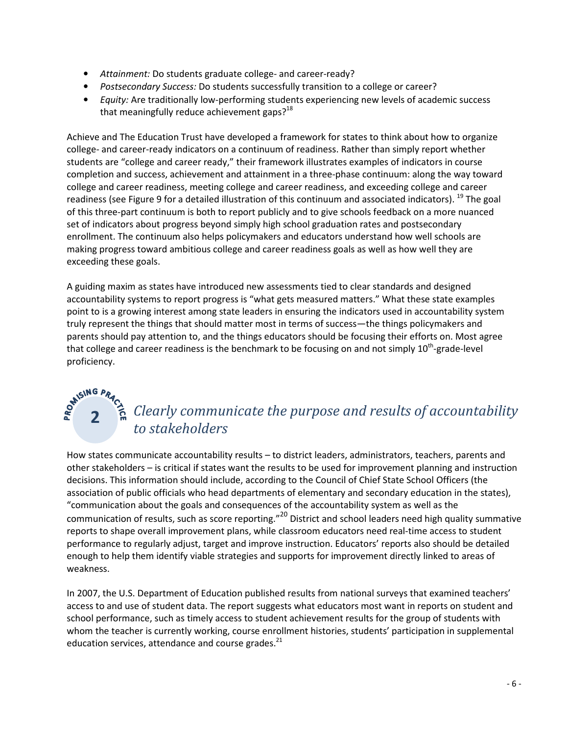- *Attainment:* Do students graduate college- and career-ready?
- *Postsecondary Success:* Do students successfully transition to a college or career?
- *Equity:* Are traditionally low-performing students experiencing new levels of academic success that meaningfully reduce achievement gaps?[18]

Achieve and The Education Trust have developed a framework for states to think about how to organize college- and career-ready indicators on a continuum of readiness. Rather than simply report whether students are "college and career ready," their framework illustrates examples of indicators in course completion and success, achievement and attainment in a three-phase continuum: along the way toward college and career readiness, meeting college and career readiness, and exceeding college and career readiness (see Figure 9 for a detailed illustration of this continuum and associated indicators). [19] The goal of this three-part continuum is both to report publicly and to give schools feedback on a more nuanced set of indicators about progress beyond simply high school graduation rates and postsecondary enrollment. The continuum also helps policymakers and educators understand how well schools are making progress toward ambitious college and career readiness goals as well as how well they are exceeding these goals.

A guiding maxim as states have introduced new assessments tied to clear standards and designed accountability systems to report progress is "what gets measured matters." What these state examples point to is a growing interest among state leaders in ensuring the indicators used in accountability system truly represent the things that should matter most in terms of success—the things policymakers and parents should pay attention to, and the things educators should be focusing their efforts on. Most agree that college and career readiness is the benchmark to be focusing on and not simply 10th-grade-level proficiency.

## PROMISING PRACTICE 2 *Clearly communicate the purpose and results of accountability to stakeholders*

How states communicate accountability results – to district leaders, administrators, teachers, parents and other stakeholders – is critical if states want the results to be used for improvement planning and instruction decisions. This information should include, according to the Council of Chief State School Officers (the association of public officials who head departments of elementary and secondary education in the states), "communication about the goals and consequences of the accountability system as well as the communication of results, such as score reporting."[20] District and school leaders need high quality summative reports to shape overall improvement plans, while classroom educators need real-time access to student performance to regularly adjust, target and improve instruction. Educators' reports also should be detailed enough to help them identify viable strategies and supports for improvement directly linked to areas of weakness.

In 2007, the U.S. Department of Education published results from national surveys that examined teachers' access to and use of student data. The report suggests what educators most want in reports on student and school performance, such as timely access to student achievement results for the group of students with whom the teacher is currently working, course enrollment histories, students' participation in supplemental education services, attendance and course grades.[21]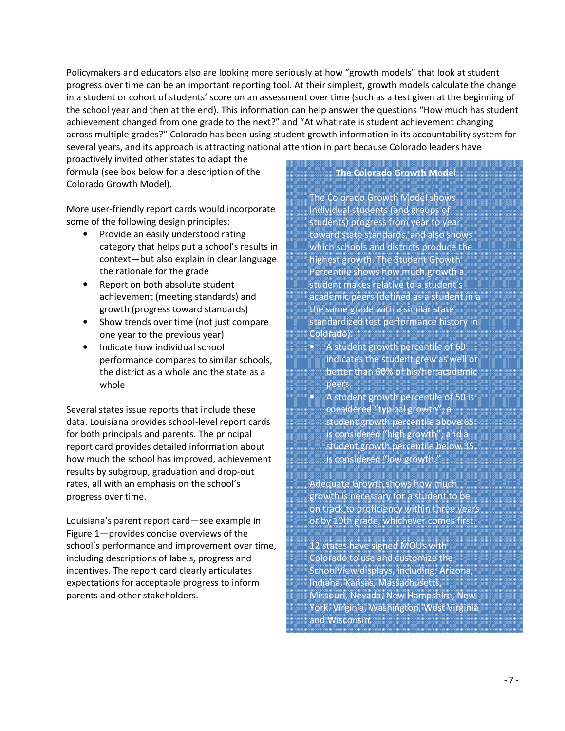Policymakers and educators also are looking more seriously at how "growth models" that look at student progress over time can be an important reporting tool. At their simplest, growth models calculate the change in a student or cohort of students' score on an assessment over time (such as a test given at the beginning of the school year and then at the end). This information can help answer the questions "How much has student achievement changed from one grade to the next?" and "At what rate is student achievement changing across multiple grades?" Colorado has been using student growth information in its accountability system for several years, and its approach is attracting national attention in part because Colorado leaders have proactively invited other states to adapt the formula (see box below for a description of the Colorado Growth Model).

More user-friendly report cards would incorporate some of the following design principles:

- Provide an easily understood rating category that helps put a school's results in context—but also explain in clear language the rationale for the grade
- Report on both absolute student achievement (meeting standards) and growth (progress toward standards)
- Show trends over time (not just compare one year to the previous year)
- Indicate how individual school performance compares to similar schools, the district as a whole and the state as a whole

Several states issue reports that include these data. Louisiana provides school-level report cards for both principals and parents. The principal report card provides detailed information about how much the school has improved, achievement results by subgroup, graduation and drop-out rates, all with an emphasis on the school's progress over time.

Louisiana's parent report card—see example in Figure 1—provides concise overviews of the school's performance and improvement over time, including descriptions of labels, progress and incentives. The report card clearly articulates expectations for acceptable progress to inform parents and other stakeholders.

**The Colorado Growth Model**

The Colorado Growth Model shows individual students (and groups of students) progress from year to year toward state standards, and also shows which schools and districts produce the highest growth. The Student Growth Percentile shows how much growth a student makes relative to a student's academic peers (defined as a student in a the same grade with a similar state standardized test performance history in Colorado):

- A student growth percentile of 60 indicates the student grew as well or better than 60% of his/her academic peers.
- A student growth percentile of 50 is considered "typical growth"; a student growth percentile above 65 is considered "high growth"; and a student growth percentile below 35 is considered "low growth."

Adequate Growth shows how much growth is necessary for a student to be on track to proficiency within three years or by 10th grade, whichever comes first.

12 states have signed MOUs with Colorado to use and customize the SchoolView displays, including: Arizona, Indiana, Kansas, Massachusetts, Missouri, Nevada, New Hampshire, New York, Virginia, Washington, West Virginia and Wisconsin.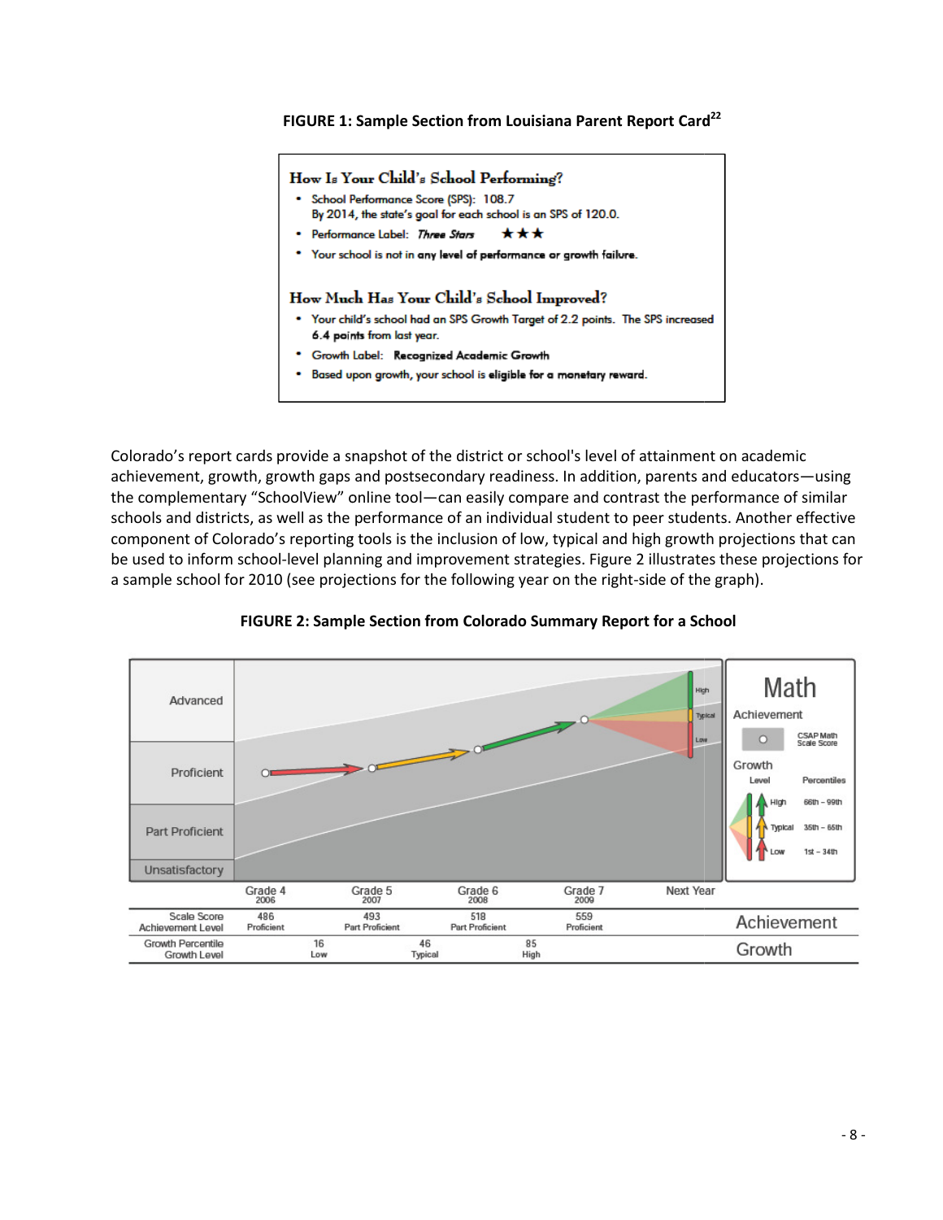**FIGURE 1: Sample Section from Louisiana Parent Report Card**[22]

**How Is Your Child's School Performing?**

- School Performance Score (SPS): 108.7
  By 2014, the state's goal for each school is an SPS of 120.0.
- Performance Label: *Three Stars* ★★★
- Your school is not in **any level of performance or growth failure**.

**How Much Has Your Child's School Improved?**

- Your child's school had an SPS Growth Target of 2.2 points. The SPS increased **6.4 points** from last year.
- Growth Label: **Recognized Academic Growth**
- Based upon growth, your school is **eligible for a monetary reward**.

Colorado's report cards provide a snapshot of the district or school's level of attainment on academic achievement, growth, growth gaps and postsecondary readiness. In addition, parents and educators—using the complementary "SchoolView" online tool—can easily compare and contrast the performance of similar schools and districts, as well as the performance of an individual student to peer students. Another effective component of Colorado's reporting tools is the inclusion of low, typical and high growth projections that can be used to inform school-level planning and improvement strategies. Figure 2 illustrates these projections for a sample school for 2010 (see projections for the following year on the right-side of the graph).

**FIGURE 2: Sample Section from Colorado Summary Report for a School**

|  | Grade 4 (2006) | | Grade 5 (2007) | | Grade 6 (2008) | | Grade 7 (2009) | Next Year |
|---|---|---|---|---|---|---|---|---|
| Scale Score / Achievement Level | 486 Proficient | | 493 Part Proficient | | 518 Part Proficient | | 559 Proficient | |
| Growth Percentile / Growth Level | | 16 Low | | 46 Typical | | 85 High | | |

Math — Achievement: CSAP Math Scale Score. Growth Level / Percentiles: High 66th – 99th; Typical 35th – 65th; Low 1st – 34th.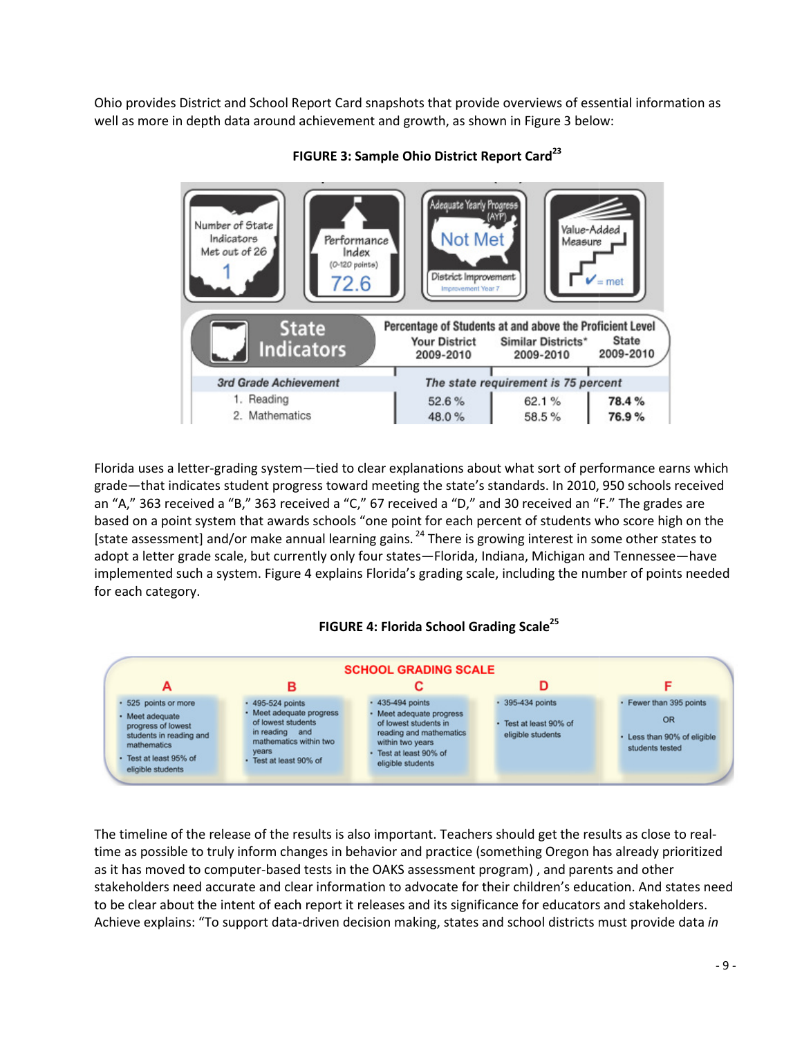Ohio provides District and School Report Card snapshots that provide overviews of essential information as well as more in depth data around achievement and growth, as shown in Figure 3 below:

**FIGURE 3: Sample Ohio District Report Card**[23]

| Number of State Indicators Met out of 26 | Performance Index (0-120 points) | Adequate Yearly Progress (AYP) | Value-Added Measure |
|---|---|---|---|
| 1 | 72.6 | Not Met — District Improvement, Improvement Year 7 | ✔ = met |

| State Indicators | Percentage of Students at and above the Proficient Level — Your District 2009-2010 | Similar Districts* 2009-2010 | State 2009-2010 |
|---|---|---|---|
| *3rd Grade Achievement* | *The state requirement is 75 percent* | | |
| 1. Reading | 52.6 % | 62.1 % | **78.4 %** |
| 2. Mathematics | 48.0 % | 58.5 % | **76.9 %** |

Florida uses a letter-grading system—tied to clear explanations about what sort of performance earns which grade—that indicates student progress toward meeting the state's standards. In 2010, 950 schools received an "A," 363 received a "B," 363 received a "C," 67 received a "D," and 30 received an "F." The grades are based on a point system that awards schools "one point for each percent of students who score high on the [state assessment] and/or make annual learning gains. [24] There is growing interest in some other states to adopt a letter grade scale, but currently only four states—Florida, Indiana, Michigan and Tennessee—have implemented such a system. Figure 4 explains Florida's grading scale, including the number of points needed for each category.

**FIGURE 4: Florida School Grading Scale**[25]

SCHOOL GRADING SCALE

| A | B | C | D | F |
|---|---|---|---|---|
| • 525 points or more<br>• Meet adequate progress of lowest students in reading and mathematics<br>• Test at least 95% of eligible students | • 495-524 points<br>• Meet adequate progress of lowest students in reading and mathematics within two years<br>• Test at least 90% of | • 435-494 points<br>• Meet adequate progress of lowest students in reading and mathematics within two years<br>• Test at least 90% of eligible students | • 395-434 points<br>• Test at least 90% of eligible students | • Fewer than 395 points<br>OR<br>• Less than 90% of eligible students tested |

The timeline of the release of the results is also important. Teachers should get the results as close to real-time as possible to truly inform changes in behavior and practice (something Oregon has already prioritized as it has moved to computer-based tests in the OAKS assessment program) , and parents and other stakeholders need accurate and clear information to advocate for their children's education. And states need to be clear about the intent of each report it releases and its significance for educators and stakeholders. Achieve explains: "To support data-driven decision making, states and school districts must provide data *in*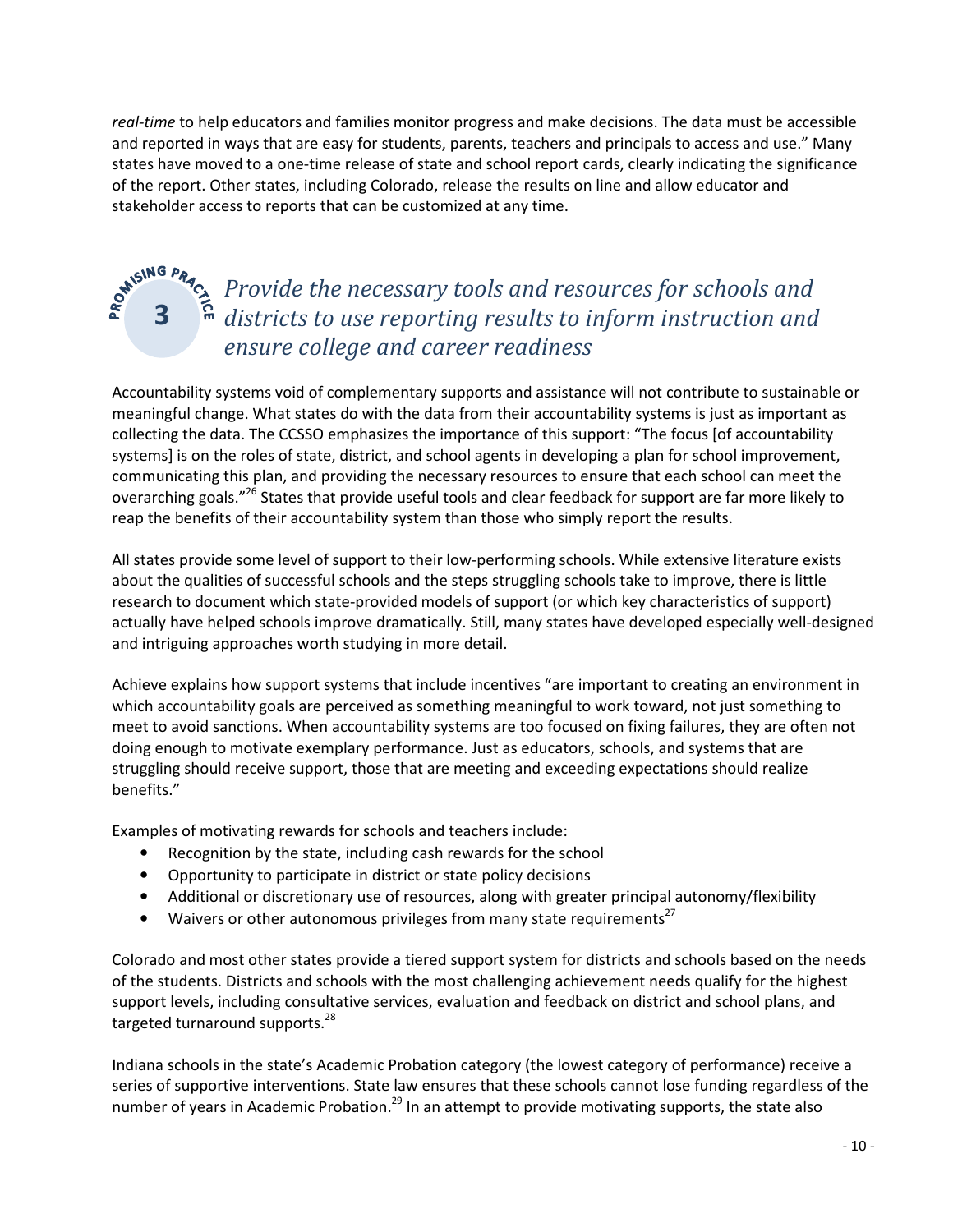*real-time* to help educators and families monitor progress and make decisions. The data must be accessible and reported in ways that are easy for students, parents, teachers and principals to access and use." Many states have moved to a one-time release of state and school report cards, clearly indicating the significance of the report. Other states, including Colorado, release the results on line and allow educator and stakeholder access to reports that can be customized at any time.

## PROMISING PRACTICE 3 *Provide the necessary tools and resources for schools and districts to use reporting results to inform instruction and ensure college and career readiness*

Accountability systems void of complementary supports and assistance will not contribute to sustainable or meaningful change. What states do with the data from their accountability systems is just as important as collecting the data. The CCSSO emphasizes the importance of this support: "The focus [of accountability systems] is on the roles of state, district, and school agents in developing a plan for school improvement, communicating this plan, and providing the necessary resources to ensure that each school can meet the overarching goals."[26] States that provide useful tools and clear feedback for support are far more likely to reap the benefits of their accountability system than those who simply report the results.

All states provide some level of support to their low-performing schools. While extensive literature exists about the qualities of successful schools and the steps struggling schools take to improve, there is little research to document which state-provided models of support (or which key characteristics of support) actually have helped schools improve dramatically. Still, many states have developed especially well-designed and intriguing approaches worth studying in more detail.

Achieve explains how support systems that include incentives "are important to creating an environment in which accountability goals are perceived as something meaningful to work toward, not just something to meet to avoid sanctions. When accountability systems are too focused on fixing failures, they are often not doing enough to motivate exemplary performance. Just as educators, schools, and systems that are struggling should receive support, those that are meeting and exceeding expectations should realize benefits."

Examples of motivating rewards for schools and teachers include:

- Recognition by the state, including cash rewards for the school
- Opportunity to participate in district or state policy decisions
- Additional or discretionary use of resources, along with greater principal autonomy/flexibility
- Waivers or other autonomous privileges from many state requirements[27]

Colorado and most other states provide a tiered support system for districts and schools based on the needs of the students. Districts and schools with the most challenging achievement needs qualify for the highest support levels, including consultative services, evaluation and feedback on district and school plans, and targeted turnaround supports.[28]

Indiana schools in the state's Academic Probation category (the lowest category of performance) receive a series of supportive interventions. State law ensures that these schools cannot lose funding regardless of the number of years in Academic Probation.[29] In an attempt to provide motivating supports, the state also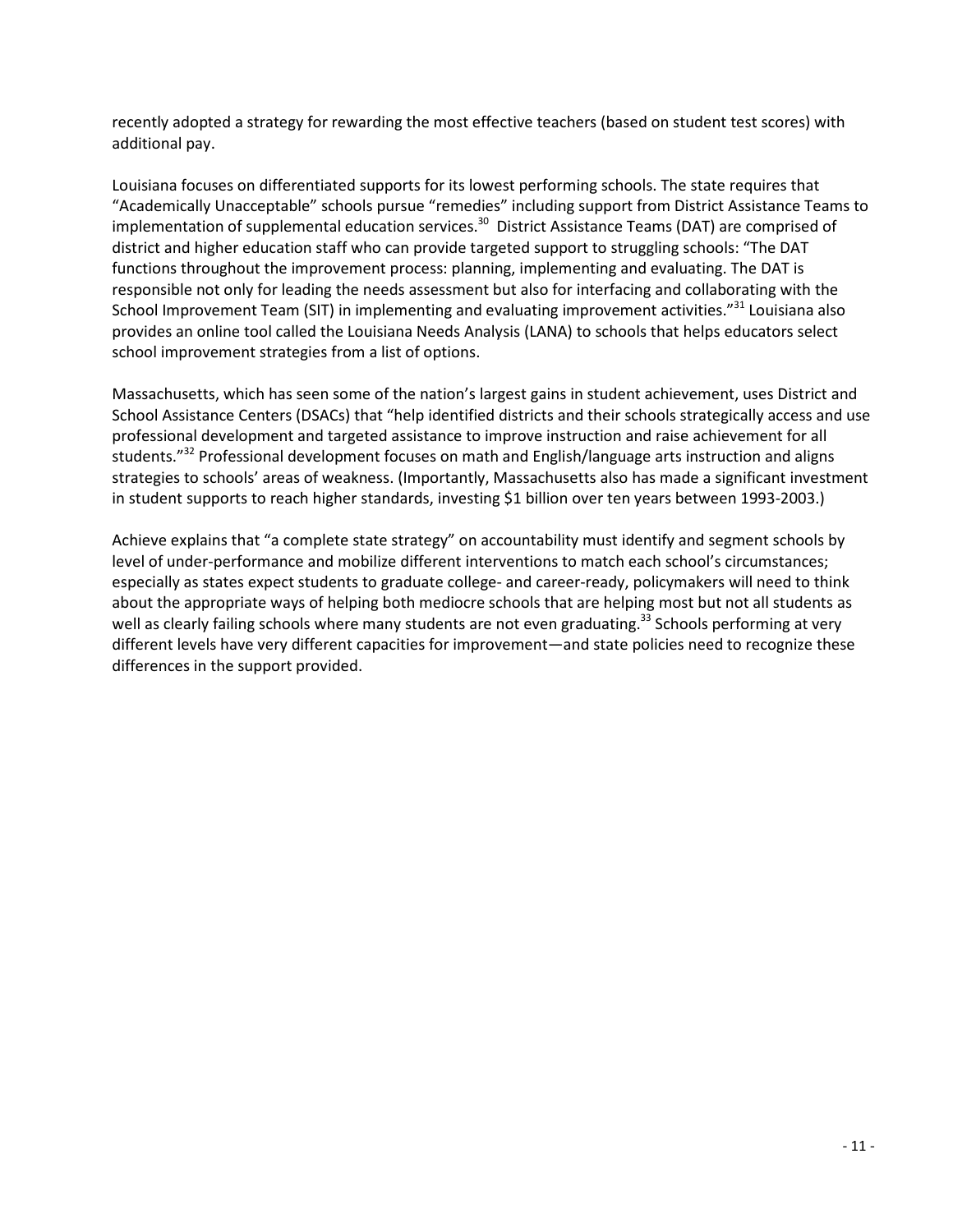recently adopted a strategy for rewarding the most effective teachers (based on student test scores) with additional pay.

Louisiana focuses on differentiated supports for its lowest performing schools. The state requires that "Academically Unacceptable" schools pursue "remedies" including support from District Assistance Teams to implementation of supplemental education services.[30] District Assistance Teams (DAT) are comprised of district and higher education staff who can provide targeted support to struggling schools: "The DAT functions throughout the improvement process: planning, implementing and evaluating. The DAT is responsible not only for leading the needs assessment but also for interfacing and collaborating with the School Improvement Team (SIT) in implementing and evaluating improvement activities."[31] Louisiana also provides an online tool called the Louisiana Needs Analysis (LANA) to schools that helps educators select school improvement strategies from a list of options.

Massachusetts, which has seen some of the nation's largest gains in student achievement, uses District and School Assistance Centers (DSACs) that "help identified districts and their schools strategically access and use professional development and targeted assistance to improve instruction and raise achievement for all students."[32] Professional development focuses on math and English/language arts instruction and aligns strategies to schools' areas of weakness. (Importantly, Massachusetts also has made a significant investment in student supports to reach higher standards, investing $1 billion over ten years between 1993-2003.)

Achieve explains that "a complete state strategy" on accountability must identify and segment schools by level of under-performance and mobilize different interventions to match each school's circumstances; especially as states expect students to graduate college- and career-ready, policymakers will need to think about the appropriate ways of helping both mediocre schools that are helping most but not all students as well as clearly failing schools where many students are not even graduating.[33] Schools performing at very different levels have very different capacities for improvement—and state policies need to recognize these differences in the support provided.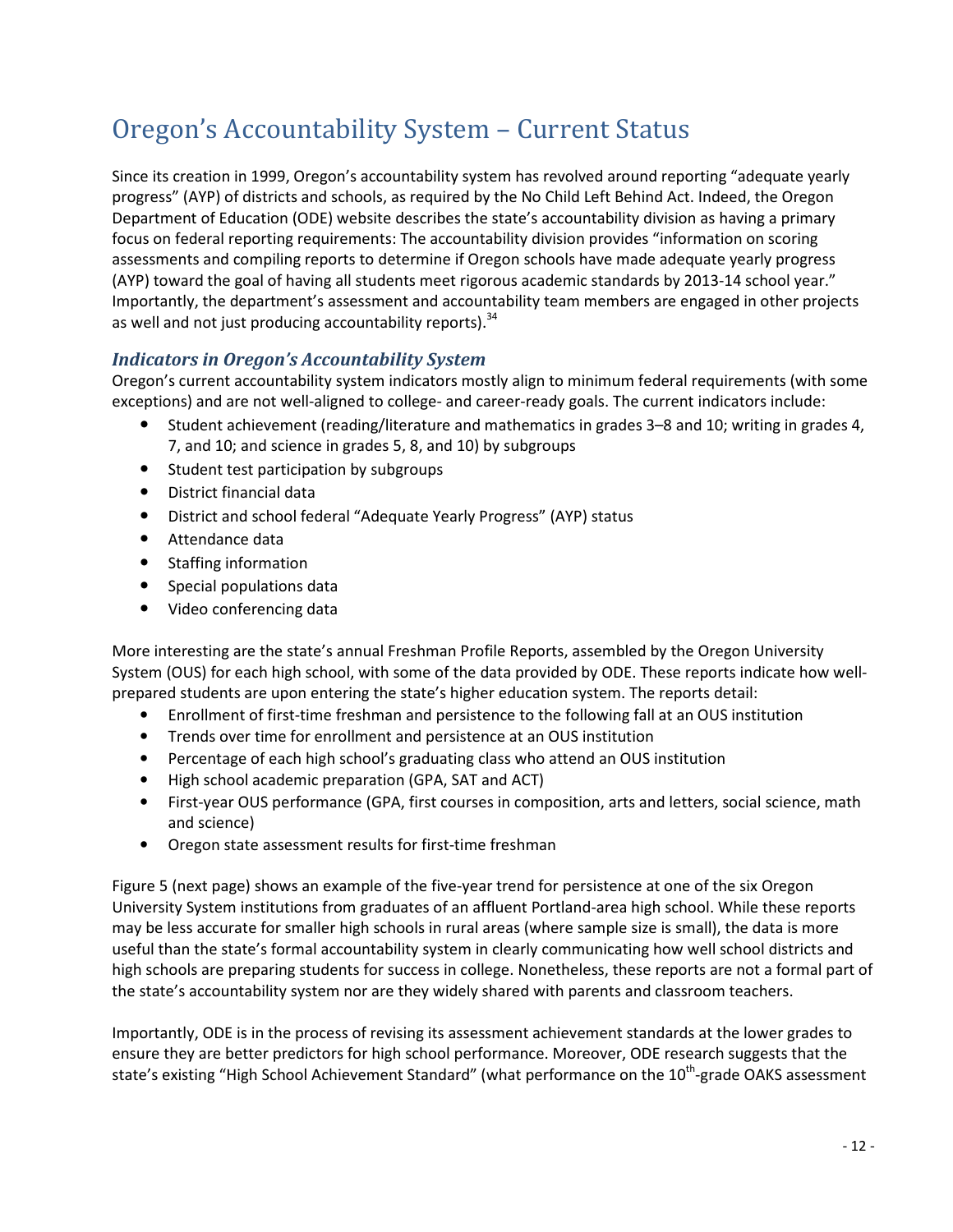# Oregon's Accountability System – Current Status

Since its creation in 1999, Oregon's accountability system has revolved around reporting "adequate yearly progress" (AYP) of districts and schools, as required by the No Child Left Behind Act. Indeed, the Oregon Department of Education (ODE) website describes the state's accountability division as having a primary focus on federal reporting requirements: The accountability division provides "information on scoring assessments and compiling reports to determine if Oregon schools have made adequate yearly progress (AYP) toward the goal of having all students meet rigorous academic standards by 2013-14 school year." Importantly, the department's assessment and accountability team members are engaged in other projects as well and not just producing accountability reports).[34]

### *Indicators in Oregon's Accountability System*

Oregon's current accountability system indicators mostly align to minimum federal requirements (with some exceptions) and are not well-aligned to college- and career-ready goals. The current indicators include:

- Student achievement (reading/literature and mathematics in grades 3–8 and 10; writing in grades 4, 7, and 10; and science in grades 5, 8, and 10) by subgroups
- Student test participation by subgroups
- District financial data
- District and school federal "Adequate Yearly Progress" (AYP) status
- Attendance data
- Staffing information
- Special populations data
- Video conferencing data

More interesting are the state's annual Freshman Profile Reports, assembled by the Oregon University System (OUS) for each high school, with some of the data provided by ODE. These reports indicate how well-prepared students are upon entering the state's higher education system. The reports detail:

- Enrollment of first-time freshman and persistence to the following fall at an OUS institution
- Trends over time for enrollment and persistence at an OUS institution
- Percentage of each high school's graduating class who attend an OUS institution
- High school academic preparation (GPA, SAT and ACT)
- First-year OUS performance (GPA, first courses in composition, arts and letters, social science, math and science)
- Oregon state assessment results for first-time freshman

Figure 5 (next page) shows an example of the five-year trend for persistence at one of the six Oregon University System institutions from graduates of an affluent Portland-area high school. While these reports may be less accurate for smaller high schools in rural areas (where sample size is small), the data is more useful than the state's formal accountability system in clearly communicating how well school districts and high schools are preparing students for success in college. Nonetheless, these reports are not a formal part of the state's accountability system nor are they widely shared with parents and classroom teachers.

Importantly, ODE is in the process of revising its assessment achievement standards at the lower grades to ensure they are better predictors for high school performance. Moreover, ODE research suggests that the state's existing "High School Achievement Standard" (what performance on the 10th-grade OAKS assessment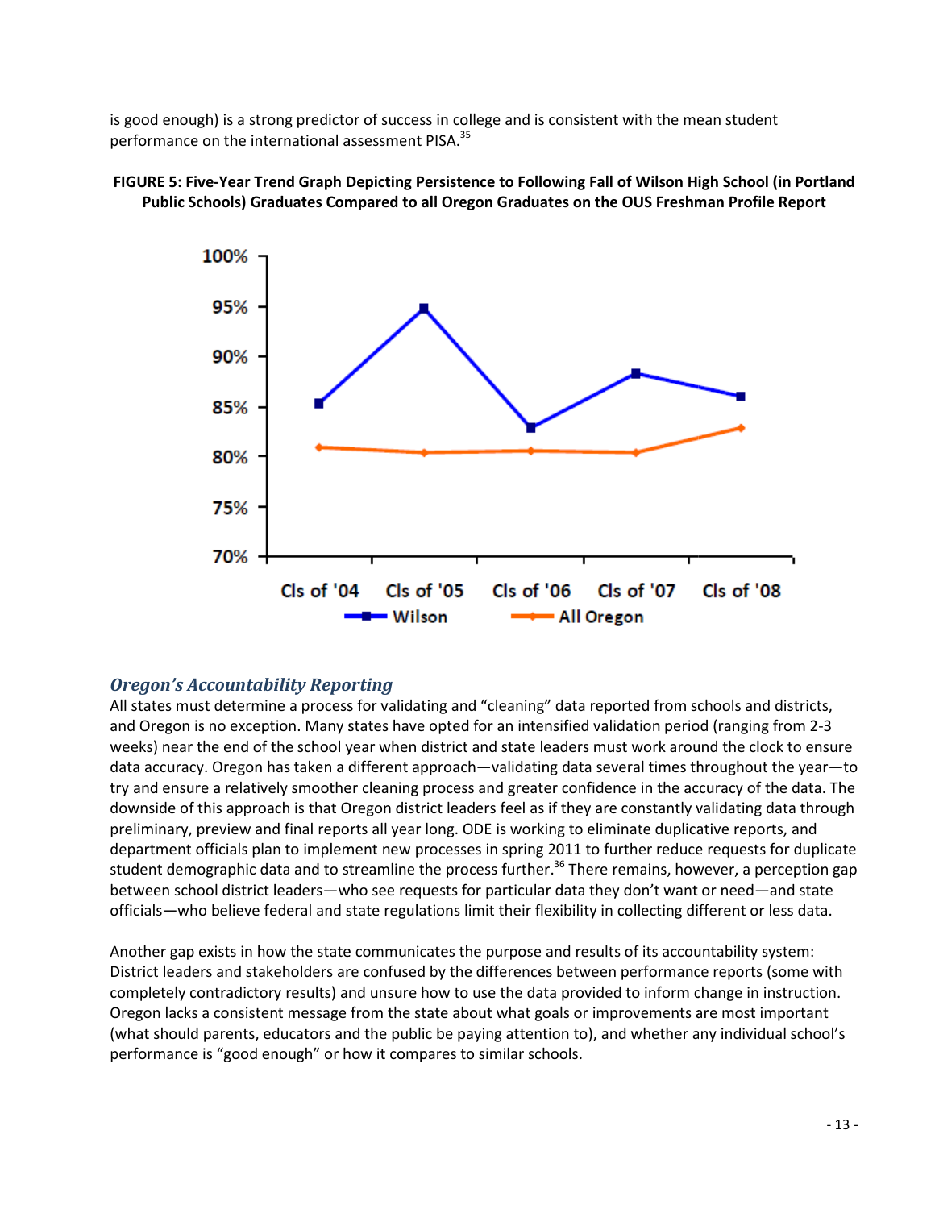is good enough) is a strong predictor of success in college and is consistent with the mean student performance on the international assessment PISA.[35]

**FIGURE 5: Five-Year Trend Graph Depicting Persistence to Following Fall of Wilson High School (in Portland Public Schools) Graduates Compared to all Oregon Graduates on the OUS Freshman Profile Report**

### *Oregon's Accountability Reporting*

All states must determine a process for validating and "cleaning" data reported from schools and districts, and Oregon is no exception. Many states have opted for an intensified validation period (ranging from 2-3 weeks) near the end of the school year when district and state leaders must work around the clock to ensure data accuracy. Oregon has taken a different approach—validating data several times throughout the year—to try and ensure a relatively smoother cleaning process and greater confidence in the accuracy of the data. The downside of this approach is that Oregon district leaders feel as if they are constantly validating data through preliminary, preview and final reports all year long. ODE is working to eliminate duplicative reports, and department officials plan to implement new processes in spring 2011 to further reduce requests for duplicate student demographic data and to streamline the process further.[36] There remains, however, a perception gap between school district leaders—who see requests for particular data they don't want or need—and state officials—who believe federal and state regulations limit their flexibility in collecting different or less data.

Another gap exists in how the state communicates the purpose and results of its accountability system: District leaders and stakeholders are confused by the differences between performance reports (some with completely contradictory results) and unsure how to use the data provided to inform change in instruction. Oregon lacks a consistent message from the state about what goals or improvements are most important (what should parents, educators and the public be paying attention to), and whether any individual school's performance is "good enough" or how it compares to similar schools.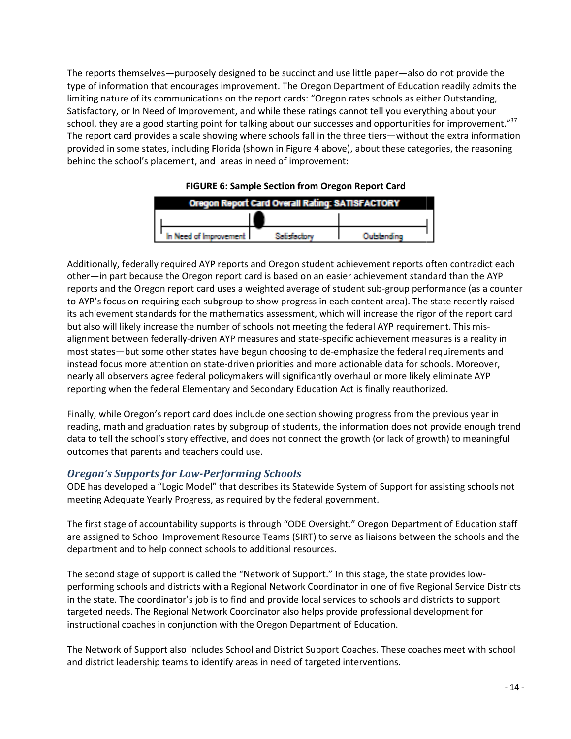The reports themselves—purposely designed to be succinct and use little paper—also do not provide the type of information that encourages improvement. The Oregon Department of Education readily admits the limiting nature of its communications on the report cards: "Oregon rates schools as either Outstanding, Satisfactory, or In Need of Improvement, and while these ratings cannot tell you everything about your school, they are a good starting point for talking about our successes and opportunities for improvement."[37] The report card provides a scale showing where schools fall in the three tiers—without the extra information provided in some states, including Florida (shown in Figure 4 above), about these categories, the reasoning behind the school's placement, and areas in need of improvement:

**FIGURE 6: Sample Section from Oregon Report Card**

| Oregon Report Card Overall Rating: SATISFACTORY | | |
|---|---|---|
| In Need of Improvement | Satisfactory | Outstanding |

Additionally, federally required AYP reports and Oregon student achievement reports often contradict each other—in part because the Oregon report card is based on an easier achievement standard than the AYP reports and the Oregon report card uses a weighted average of student sub-group performance (as a counter to AYP's focus on requiring each subgroup to show progress in each content area). The state recently raised its achievement standards for the mathematics assessment, which will increase the rigor of the report card but also will likely increase the number of schools not meeting the federal AYP requirement. This mis-alignment between federally-driven AYP measures and state-specific achievement measures is a reality in most states—but some other states have begun choosing to de-emphasize the federal requirements and instead focus more attention on state-driven priorities and more actionable data for schools. Moreover, nearly all observers agree federal policymakers will significantly overhaul or more likely eliminate AYP reporting when the federal Elementary and Secondary Education Act is finally reauthorized.

Finally, while Oregon's report card does include one section showing progress from the previous year in reading, math and graduation rates by subgroup of students, the information does not provide enough trend data to tell the school's story effective, and does not connect the growth (or lack of growth) to meaningful outcomes that parents and teachers could use.

### *Oregon's Supports for Low-Performing Schools*

ODE has developed a "Logic Model" that describes its Statewide System of Support for assisting schools not meeting Adequate Yearly Progress, as required by the federal government.

The first stage of accountability supports is through "ODE Oversight." Oregon Department of Education staff are assigned to School Improvement Resource Teams (SIRT) to serve as liaisons between the schools and the department and to help connect schools to additional resources.

The second stage of support is called the "Network of Support." In this stage, the state provides low-performing schools and districts with a Regional Network Coordinator in one of five Regional Service Districts in the state. The coordinator's job is to find and provide local services to schools and districts to support targeted needs. The Regional Network Coordinator also helps provide professional development for instructional coaches in conjunction with the Oregon Department of Education.

The Network of Support also includes School and District Support Coaches. These coaches meet with school and district leadership teams to identify areas in need of targeted interventions.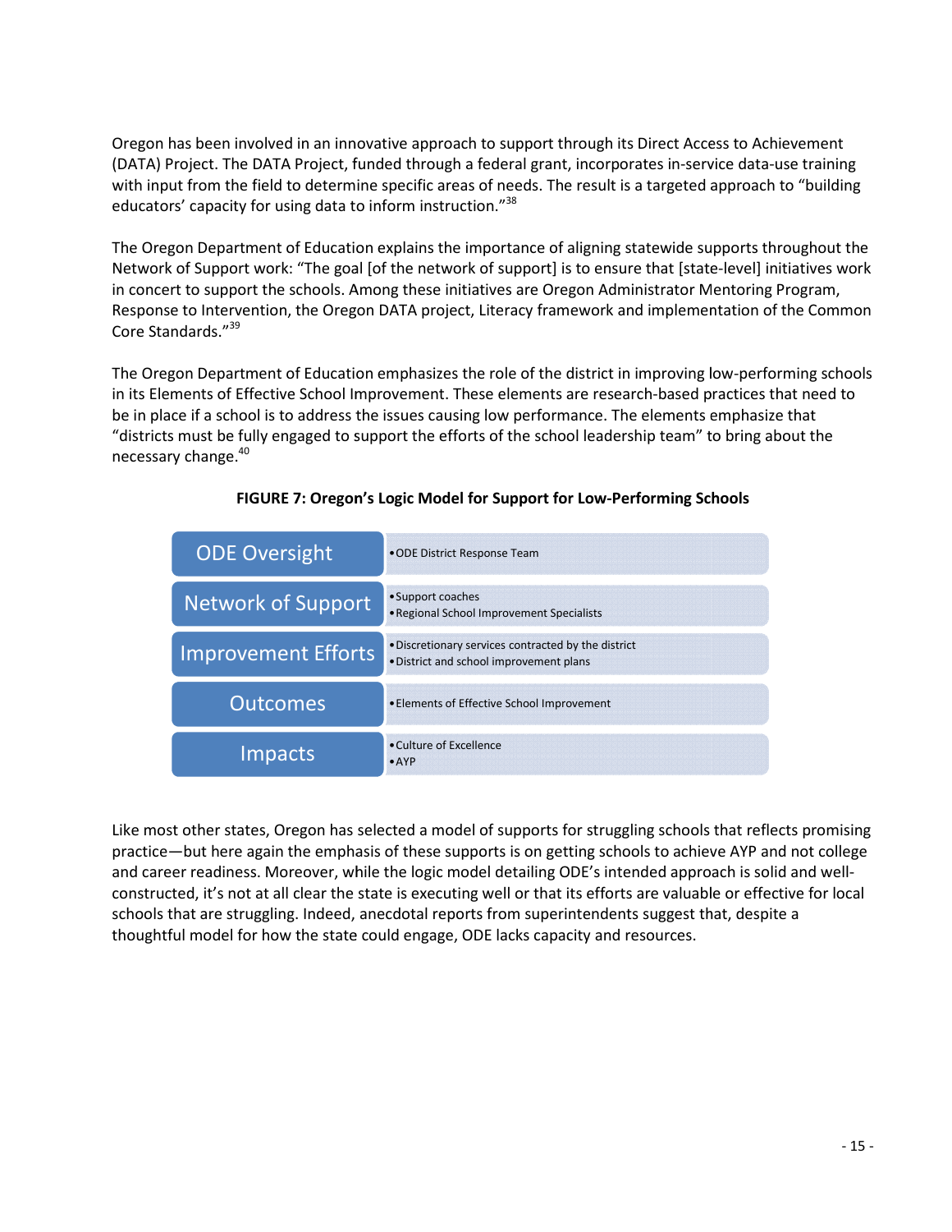Oregon has been involved in an innovative approach to support through its Direct Access to Achievement (DATA) Project. The DATA Project, funded through a federal grant, incorporates in-service data-use training with input from the field to determine specific areas of needs. The result is a targeted approach to "building educators' capacity for using data to inform instruction."[38]

The Oregon Department of Education explains the importance of aligning statewide supports throughout the Network of Support work: "The goal [of the network of support] is to ensure that [state-level] initiatives work in concert to support the schools. Among these initiatives are Oregon Administrator Mentoring Program, Response to Intervention, the Oregon DATA project, Literacy framework and implementation of the Common Core Standards."[39]

The Oregon Department of Education emphasizes the role of the district in improving low-performing schools in its Elements of Effective School Improvement. These elements are research-based practices that need to be in place if a school is to address the issues causing low performance. The elements emphasize that "districts must be fully engaged to support the efforts of the school leadership team" to bring about the necessary change.[40]

**FIGURE 7: Oregon's Logic Model for Support for Low-Performing Schools**

| | |
|---|---|
| ODE Oversight | • ODE District Response Team |
| Network of Support | • Support coaches<br>• Regional School Improvement Specialists |
| Improvement Efforts | • Discretionary services contracted by the district<br>• District and school improvement plans |
| Outcomes | • Elements of Effective School Improvement |
| Impacts | • Culture of Excellence<br>• AYP |

Like most other states, Oregon has selected a model of supports for struggling schools that reflects promising practice—but here again the emphasis of these supports is on getting schools to achieve AYP and not college and career readiness. Moreover, while the logic model detailing ODE's intended approach is solid and well-constructed, it's not at all clear the state is executing well or that its efforts are valuable or effective for local schools that are struggling. Indeed, anecdotal reports from superintendents suggest that, despite a thoughtful model for how the state could engage, ODE lacks capacity and resources.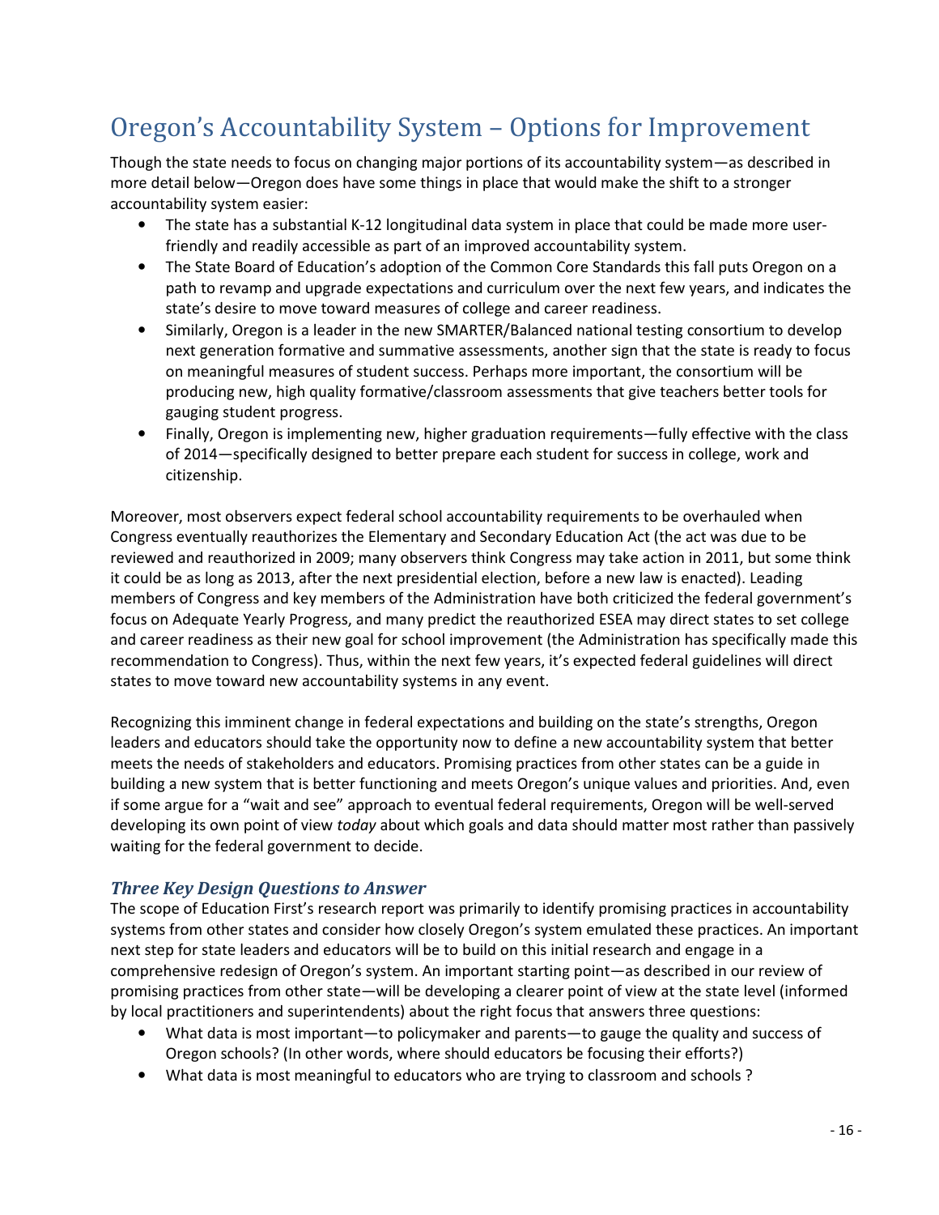# Oregon's Accountability System – Options for Improvement

Though the state needs to focus on changing major portions of its accountability system—as described in more detail below—Oregon does have some things in place that would make the shift to a stronger accountability system easier:

- The state has a substantial K-12 longitudinal data system in place that could be made more user-friendly and readily accessible as part of an improved accountability system.
- The State Board of Education's adoption of the Common Core Standards this fall puts Oregon on a path to revamp and upgrade expectations and curriculum over the next few years, and indicates the state's desire to move toward measures of college and career readiness.
- Similarly, Oregon is a leader in the new SMARTER/Balanced national testing consortium to develop next generation formative and summative assessments, another sign that the state is ready to focus on meaningful measures of student success. Perhaps more important, the consortium will be producing new, high quality formative/classroom assessments that give teachers better tools for gauging student progress.
- Finally, Oregon is implementing new, higher graduation requirements—fully effective with the class of 2014—specifically designed to better prepare each student for success in college, work and citizenship.

Moreover, most observers expect federal school accountability requirements to be overhauled when Congress eventually reauthorizes the Elementary and Secondary Education Act (the act was due to be reviewed and reauthorized in 2009; many observers think Congress may take action in 2011, but some think it could be as long as 2013, after the next presidential election, before a new law is enacted). Leading members of Congress and key members of the Administration have both criticized the federal government's focus on Adequate Yearly Progress, and many predict the reauthorized ESEA may direct states to set college and career readiness as their new goal for school improvement (the Administration has specifically made this recommendation to Congress). Thus, within the next few years, it's expected federal guidelines will direct states to move toward new accountability systems in any event.

Recognizing this imminent change in federal expectations and building on the state's strengths, Oregon leaders and educators should take the opportunity now to define a new accountability system that better meets the needs of stakeholders and educators. Promising practices from other states can be a guide in building a new system that is better functioning and meets Oregon's unique values and priorities. And, even if some argue for a "wait and see" approach to eventual federal requirements, Oregon will be well-served developing its own point of view *today* about which goals and data should matter most rather than passively waiting for the federal government to decide.

### *Three Key Design Questions to Answer*

The scope of Education First's research report was primarily to identify promising practices in accountability systems from other states and consider how closely Oregon's system emulated these practices. An important next step for state leaders and educators will be to build on this initial research and engage in a comprehensive redesign of Oregon's system. An important starting point—as described in our review of promising practices from other state—will be developing a clearer point of view at the state level (informed by local practitioners and superintendents) about the right focus that answers three questions:

- What data is most important—to policymaker and parents—to gauge the quality and success of Oregon schools? (In other words, where should educators be focusing their efforts?)
- What data is most meaningful to educators who are trying to classroom and schools ?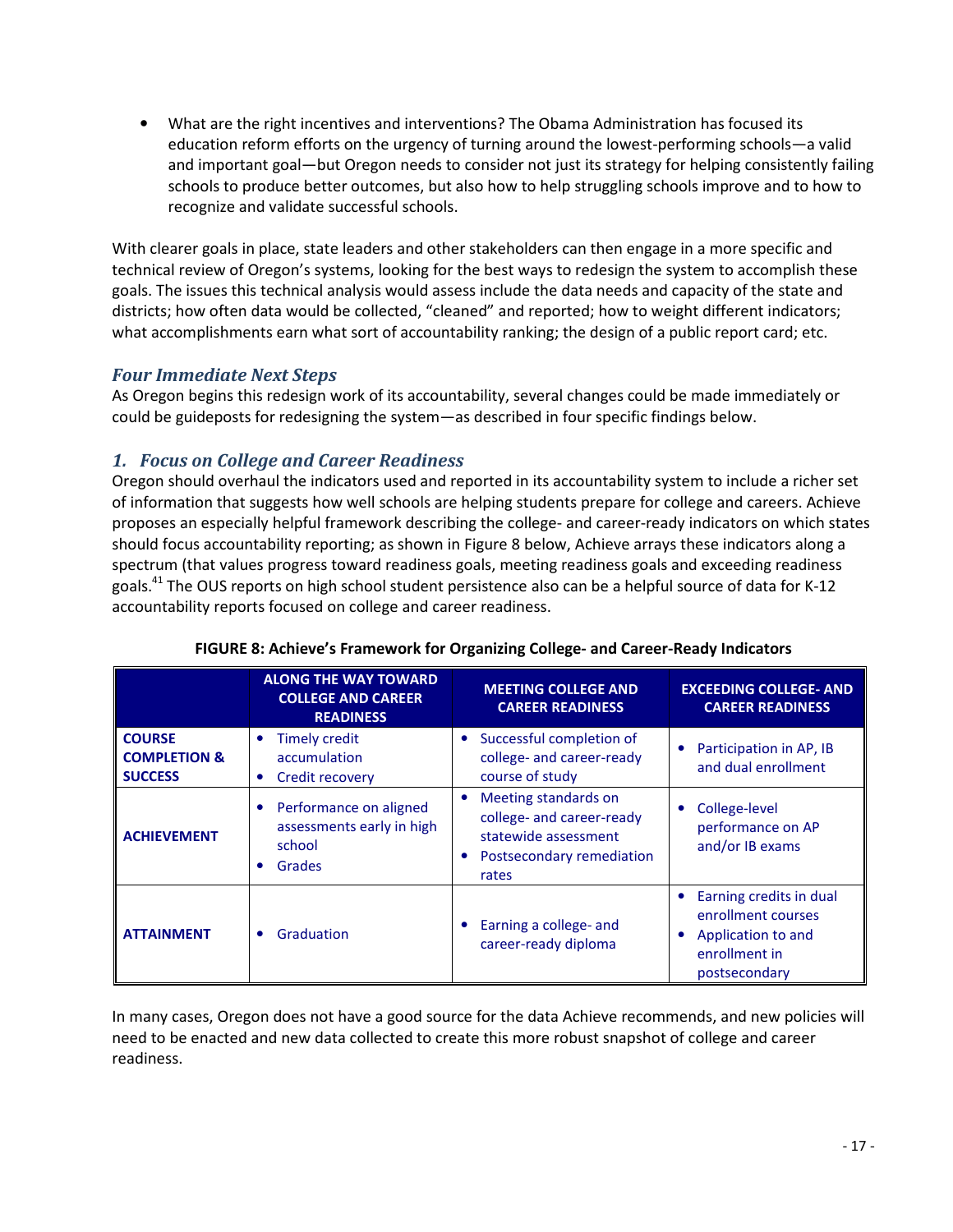- What are the right incentives and interventions? The Obama Administration has focused its education reform efforts on the urgency of turning around the lowest-performing schools—a valid and important goal—but Oregon needs to consider not just its strategy for helping consistently failing schools to produce better outcomes, but also how to help struggling schools improve and to how to recognize and validate successful schools.

With clearer goals in place, state leaders and other stakeholders can then engage in a more specific and technical review of Oregon's systems, looking for the best ways to redesign the system to accomplish these goals. The issues this technical analysis would assess include the data needs and capacity of the state and districts; how often data would be collected, "cleaned" and reported; how to weight different indicators; what accomplishments earn what sort of accountability ranking; the design of a public report card; etc.

### *Four Immediate Next Steps*

As Oregon begins this redesign work of its accountability, several changes could be made immediately or could be guideposts for redesigning the system—as described in four specific findings below.

### *1. Focus on College and Career Readiness*

Oregon should overhaul the indicators used and reported in its accountability system to include a richer set of information that suggests how well schools are helping students prepare for college and careers. Achieve proposes an especially helpful framework describing the college- and career-ready indicators on which states should focus accountability reporting; as shown in Figure 8 below, Achieve arrays these indicators along a spectrum (that values progress toward readiness goals, meeting readiness goals and exceeding readiness goals.[41] The OUS reports on high school student persistence also can be a helpful source of data for K-12 accountability reports focused on college and career readiness.

**FIGURE 8: Achieve's Framework for Organizing College- and Career-Ready Indicators**

| | ALONG THE WAY TOWARD COLLEGE AND CAREER READINESS | MEETING COLLEGE AND CAREER READINESS | EXCEEDING COLLEGE- AND CAREER READINESS |
|---|---|---|---|
| **COURSE COMPLETION & SUCCESS** | • Timely credit accumulation<br>• Credit recovery | • Successful completion of college- and career-ready course of study | • Participation in AP, IB and dual enrollment |
| **ACHIEVEMENT** | • Performance on aligned assessments early in high school<br>• Grades | • Meeting standards on college- and career-ready statewide assessment<br>• Postsecondary remediation rates | • College-level performance on AP and/or IB exams |
| **ATTAINMENT** | • Graduation | • Earning a college- and career-ready diploma | • Earning credits in dual enrollment courses<br>• Application to and enrollment in postsecondary |

In many cases, Oregon does not have a good source for the data Achieve recommends, and new policies will need to be enacted and new data collected to create this more robust snapshot of college and career readiness.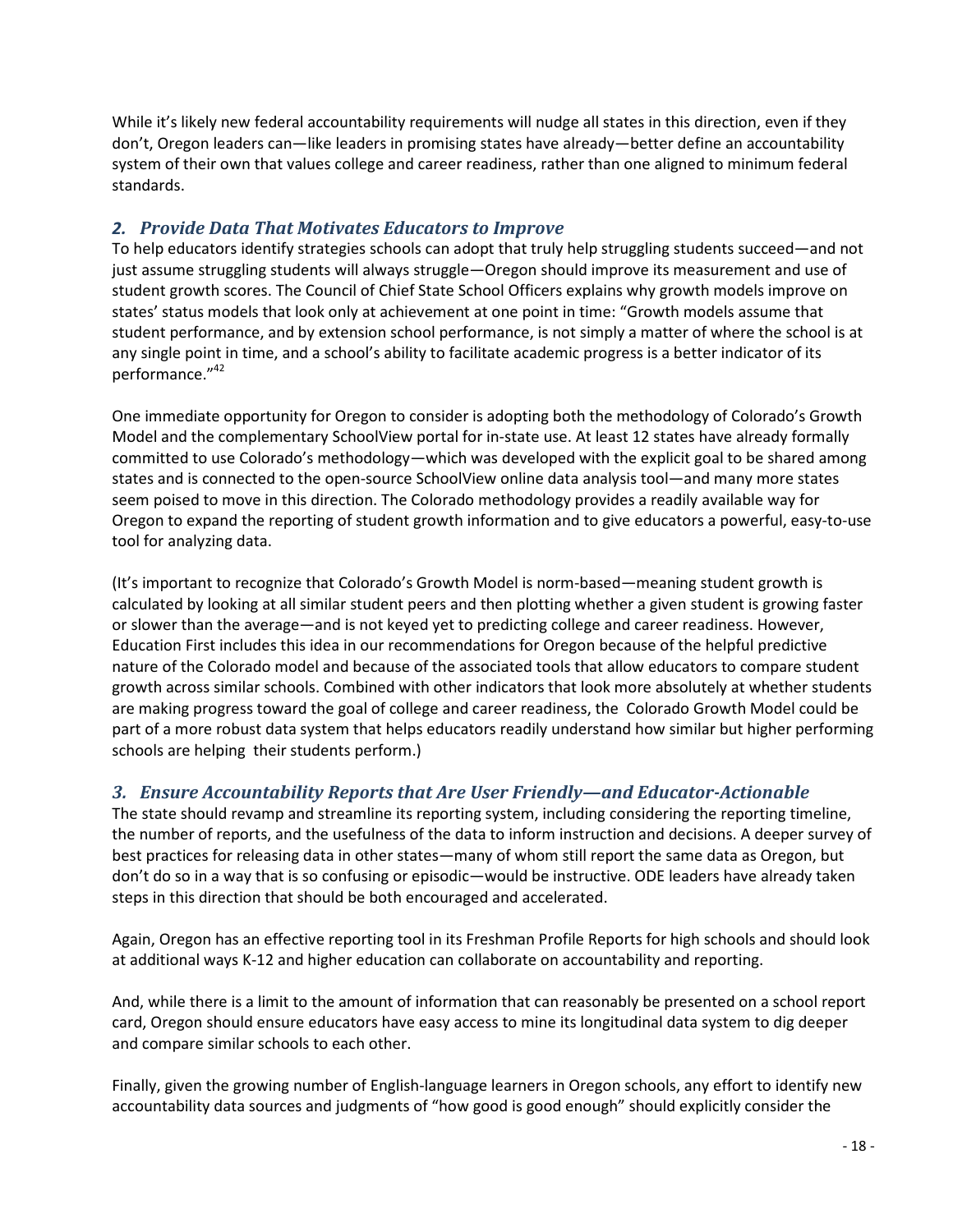While it's likely new federal accountability requirements will nudge all states in this direction, even if they don't, Oregon leaders can—like leaders in promising states have already—better define an accountability system of their own that values college and career readiness, rather than one aligned to minimum federal standards.

### *2. Provide Data That Motivates Educators to Improve*

To help educators identify strategies schools can adopt that truly help struggling students succeed—and not just assume struggling students will always struggle—Oregon should improve its measurement and use of student growth scores. The Council of Chief State School Officers explains why growth models improve on states' status models that look only at achievement at one point in time: "Growth models assume that student performance, and by extension school performance, is not simply a matter of where the school is at any single point in time, and a school's ability to facilitate academic progress is a better indicator of its performance."[42]

One immediate opportunity for Oregon to consider is adopting both the methodology of Colorado's Growth Model and the complementary SchoolView portal for in-state use. At least 12 states have already formally committed to use Colorado's methodology—which was developed with the explicit goal to be shared among states and is connected to the open-source SchoolView online data analysis tool—and many more states seem poised to move in this direction. The Colorado methodology provides a readily available way for Oregon to expand the reporting of student growth information and to give educators a powerful, easy-to-use tool for analyzing data.

(It's important to recognize that Colorado's Growth Model is norm-based—meaning student growth is calculated by looking at all similar student peers and then plotting whether a given student is growing faster or slower than the average—and is not keyed yet to predicting college and career readiness. However, Education First includes this idea in our recommendations for Oregon because of the helpful predictive nature of the Colorado model and because of the associated tools that allow educators to compare student growth across similar schools. Combined with other indicators that look more absolutely at whether students are making progress toward the goal of college and career readiness, the Colorado Growth Model could be part of a more robust data system that helps educators readily understand how similar but higher performing schools are helping their students perform.)

### *3. Ensure Accountability Reports that Are User Friendly—and Educator-Actionable*

The state should revamp and streamline its reporting system, including considering the reporting timeline, the number of reports, and the usefulness of the data to inform instruction and decisions. A deeper survey of best practices for releasing data in other states—many of whom still report the same data as Oregon, but don't do so in a way that is so confusing or episodic—would be instructive. ODE leaders have already taken steps in this direction that should be both encouraged and accelerated.

Again, Oregon has an effective reporting tool in its Freshman Profile Reports for high schools and should look at additional ways K-12 and higher education can collaborate on accountability and reporting.

And, while there is a limit to the amount of information that can reasonably be presented on a school report card, Oregon should ensure educators have easy access to mine its longitudinal data system to dig deeper and compare similar schools to each other.

Finally, given the growing number of English-language learners in Oregon schools, any effort to identify new accountability data sources and judgments of "how good is good enough" should explicitly consider the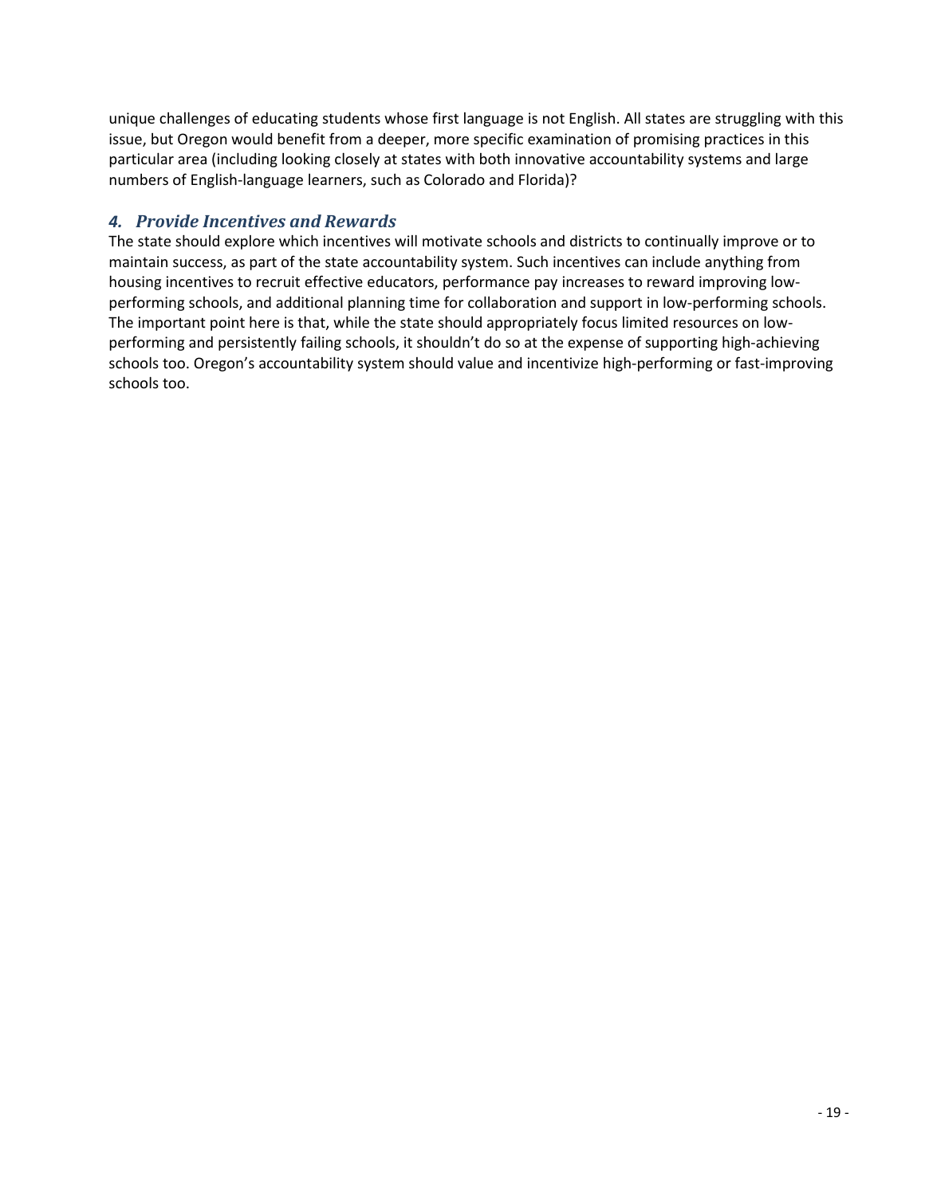unique challenges of educating students whose first language is not English. All states are struggling with this issue, but Oregon would benefit from a deeper, more specific examination of promising practices in this particular area (including looking closely at states with both innovative accountability systems and large numbers of English-language learners, such as Colorado and Florida)?

### *4. Provide Incentives and Rewards*

The state should explore which incentives will motivate schools and districts to continually improve or to maintain success, as part of the state accountability system. Such incentives can include anything from housing incentives to recruit effective educators, performance pay increases to reward improving low-performing schools, and additional planning time for collaboration and support in low-performing schools. The important point here is that, while the state should appropriately focus limited resources on low-performing and persistently failing schools, it shouldn't do so at the expense of supporting high-achieving schools too. Oregon's accountability system should value and incentivize high-performing or fast-improving schools too.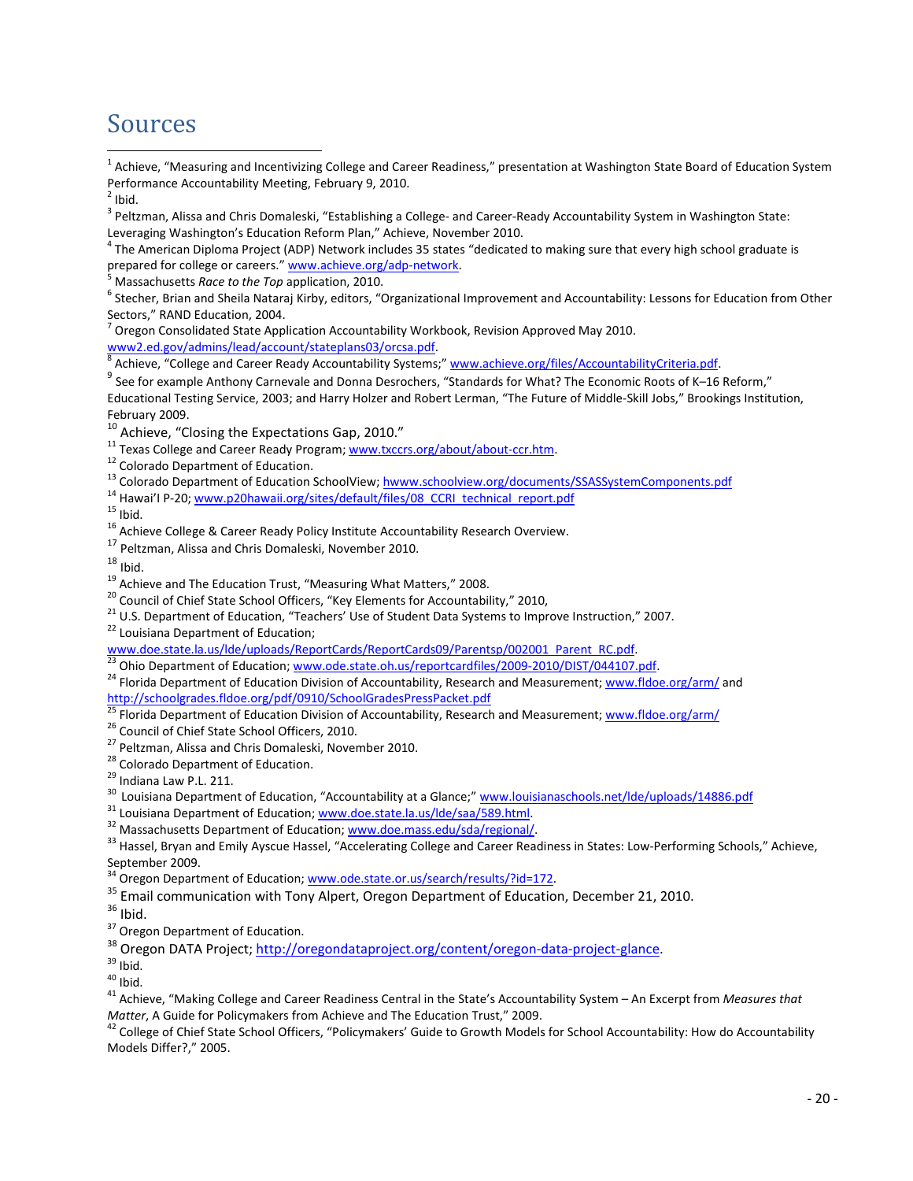# Sources

[1] Achieve, "Measuring and Incentivizing College and Career Readiness," presentation at Washington State Board of Education System Performance Accountability Meeting, February 9, 2010.
[2] Ibid.
[3] Peltzman, Alissa and Chris Domaleski, "Establishing a College- and Career-Ready Accountability System in Washington State: Leveraging Washington's Education Reform Plan," Achieve, November 2010.
[4] The American Diploma Project (ADP) Network includes 35 states "dedicated to making sure that every high school graduate is prepared for college or careers." www.achieve.org/adp-network.
[5] Massachusetts *Race to the Top* application, 2010.
[6] Stecher, Brian and Sheila Nataraj Kirby, editors, "Organizational Improvement and Accountability: Lessons for Education from Other Sectors," RAND Education, 2004.
[7] Oregon Consolidated State Application Accountability Workbook, Revision Approved May 2010. www2.ed.gov/admins/lead/account/stateplans03/orcsa.pdf.
[8] Achieve, "College and Career Ready Accountability Systems;" www.achieve.org/files/AccountabilityCriteria.pdf.
[9] See for example Anthony Carnevale and Donna Desrochers, "Standards for What? The Economic Roots of K–16 Reform," Educational Testing Service, 2003; and Harry Holzer and Robert Lerman, "The Future of Middle-Skill Jobs," Brookings Institution, February 2009.
[10] Achieve, "Closing the Expectations Gap, 2010."
[11] Texas College and Career Ready Program; www.txccrs.org/about/about-ccr.htm.
[12] Colorado Department of Education.
[13] Colorado Department of Education SchoolView; hwww.schoolview.org/documents/SSASSystemComponents.pdf
[14] Hawai'I P-20; www.p20hawaii.org/sites/default/files/08_CCRI_technical_report.pdf
[15] Ibid.
[16] Achieve College & Career Ready Policy Institute Accountability Research Overview.
[17] Peltzman, Alissa and Chris Domaleski, November 2010.
[18] Ibid.
[19] Achieve and The Education Trust, "Measuring What Matters," 2008.
[20] Council of Chief State School Officers, "Key Elements for Accountability," 2010,
[21] U.S. Department of Education, "Teachers' Use of Student Data Systems to Improve Instruction," 2007.
[22] Louisiana Department of Education; www.doe.state.la.us/lde/uploads/ReportCards/ReportCards09/Parentsp/002001_Parent_RC.pdf.
[23] Ohio Department of Education; www.ode.state.oh.us/reportcardfiles/2009-2010/DIST/044107.pdf.
[24] Florida Department of Education Division of Accountability, Research and Measurement; www.fldoe.org/arm/ and http://schoolgrades.fldoe.org/pdf/0910/SchoolGradesPressPacket.pdf
[25] Florida Department of Education Division of Accountability, Research and Measurement; www.fldoe.org/arm/
[26] Council of Chief State School Officers, 2010.
[27] Peltzman, Alissa and Chris Domaleski, November 2010.
[28] Colorado Department of Education.
[29] Indiana Law P.L. 211.
[30] Louisiana Department of Education, "Accountability at a Glance;" www.louisianaschools.net/lde/uploads/14886.pdf
[31] Louisiana Department of Education; www.doe.state.la.us/lde/saa/589.html.
[32] Massachusetts Department of Education; www.doe.mass.edu/sda/regional/.
[33] Hassel, Bryan and Emily Ayscue Hassel, "Accelerating College and Career Readiness in States: Low-Performing Schools," Achieve, September 2009.
[34] Oregon Department of Education; www.ode.state.or.us/search/results/?id=172.
[35] Email communication with Tony Alpert, Oregon Department of Education, December 21, 2010.
[36] Ibid.
[37] Oregon Department of Education.
[38] Oregon DATA Project; http://oregondataproject.org/content/oregon-data-project-glance.
[39] Ibid.
[40] Ibid.
[41] Achieve, "Making College and Career Readiness Central in the State's Accountability System – An Excerpt from *Measures that Matter*, A Guide for Policymakers from Achieve and The Education Trust," 2009.
[42] College of Chief State School Officers, "Policymakers' Guide to Growth Models for School Accountability: How do Accountability Models Differ?," 2005.